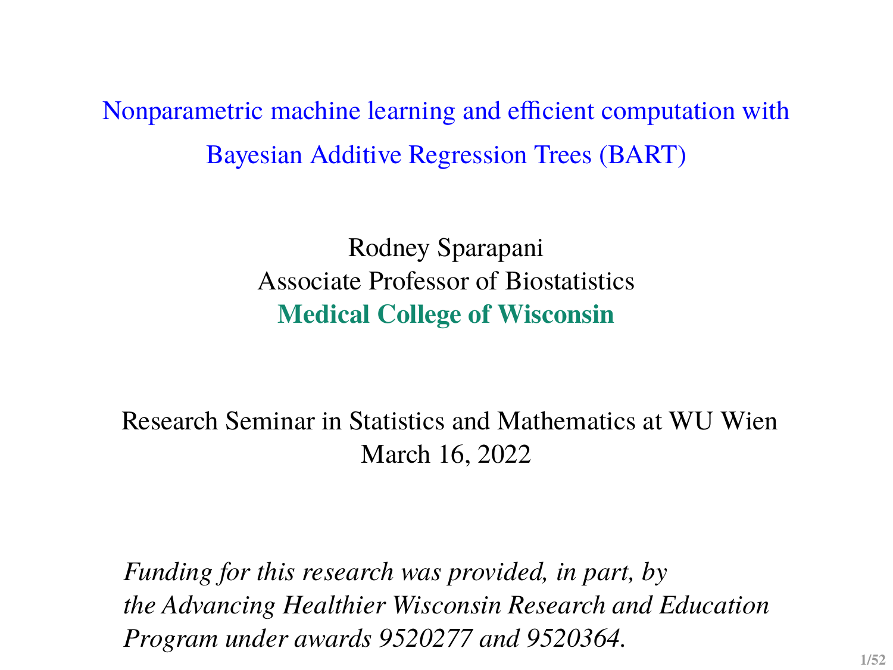# Nonparametric machine learning and efficient computation with Bayesian Additive Regression Trees (BART)

Rodney Sparapani
Associate Professor of Biostatistics
**Medical College of Wisconsin**

Research Seminar in Statistics and Mathematics at WU Wien
March 16, 2022

*Funding for this research was provided, in part, by the Advancing Healthier Wisconsin Research and Education Program under awards 9520277 and 9520364.*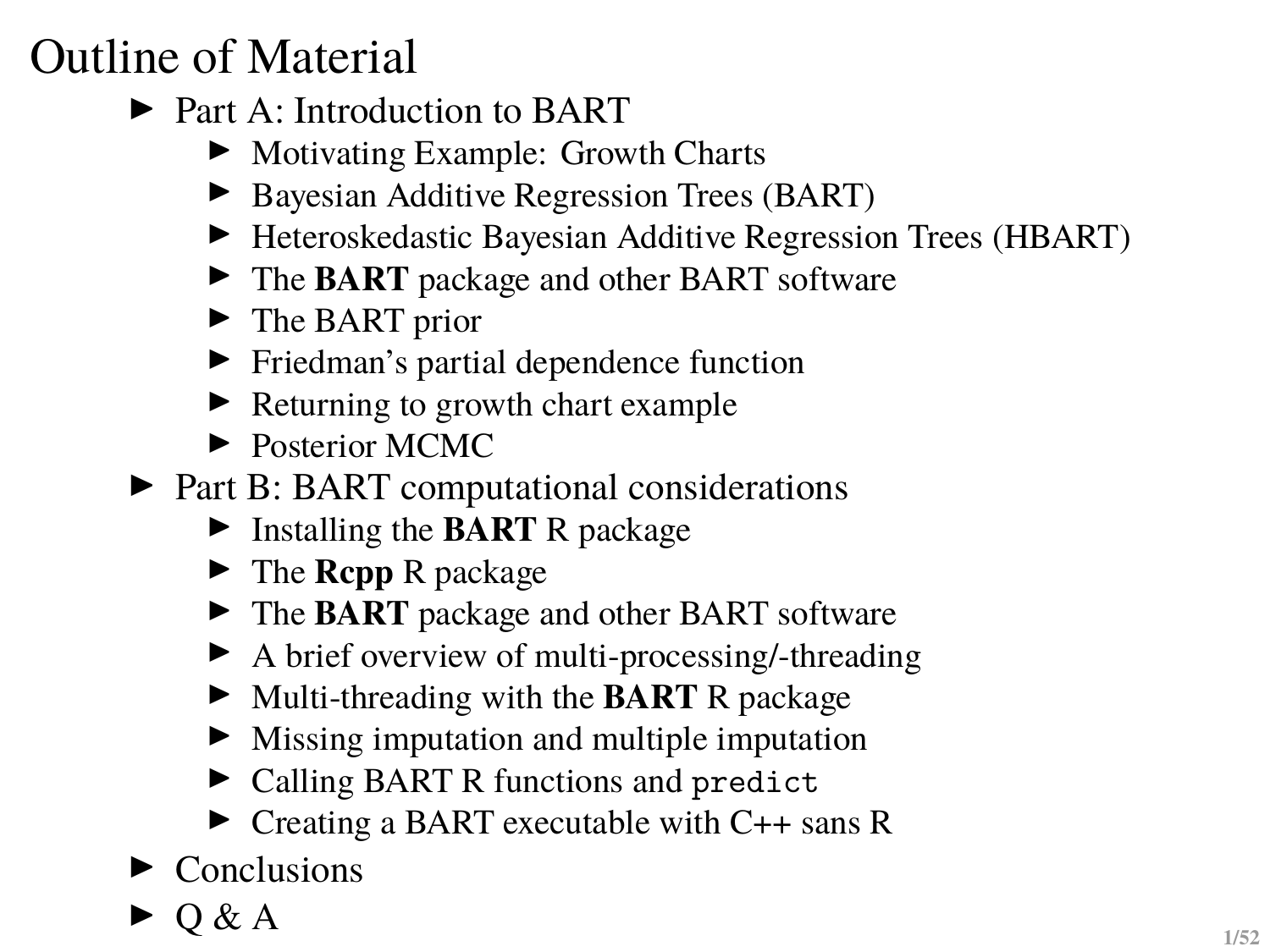# Outline of Material

- Part A: Introduction to BART
  - Motivating Example: Growth Charts
  - Bayesian Additive Regression Trees (BART)
  - Heteroskedastic Bayesian Additive Regression Trees (HBART)
  - The **BART** package and other BART software
  - The BART prior
  - Friedman's partial dependence function
  - Returning to growth chart example
  - Posterior MCMC
- Part B: BART computational considerations
  - Installing the **BART** R package
  - The **Rcpp** R package
  - The **BART** package and other BART software
  - A brief overview of multi-processing/-threading
  - Multi-threading with the **BART** R package
  - Missing imputation and multiple imputation
  - Calling BART R functions and `predict`
  - Creating a BART executable with C++ sans R
- Conclusions
- Q & A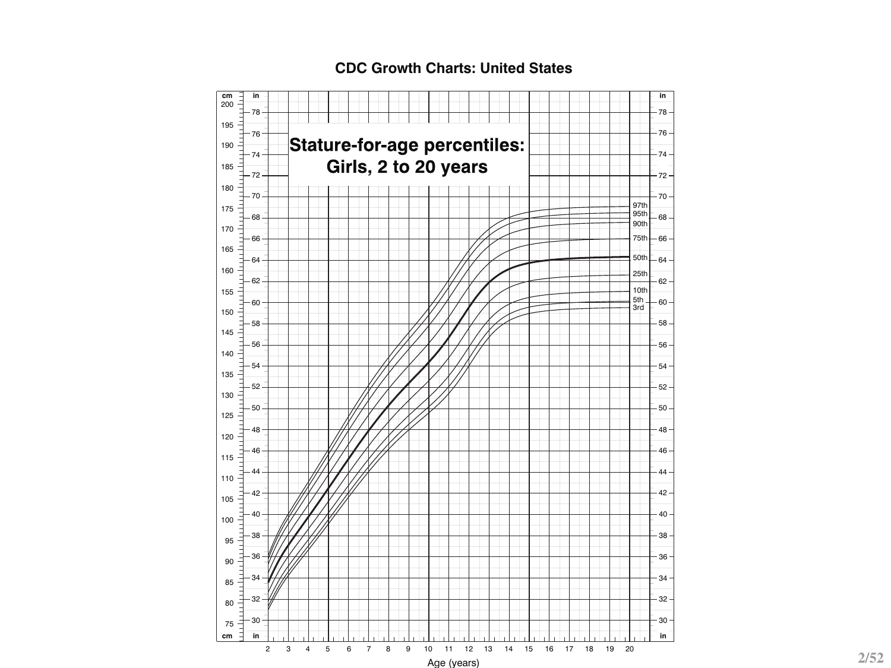# CDC Growth Charts: United States

## Stature-for-age percentiles: Girls, 2 to 20 years

Age (years)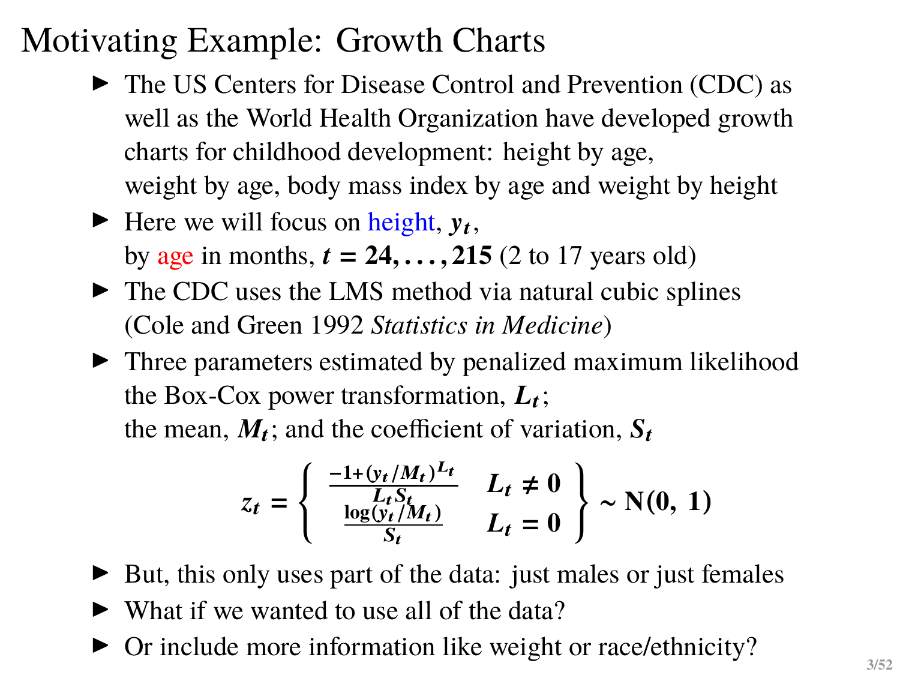# Motivating Example: Growth Charts

- The US Centers for Disease Control and Prevention (CDC) as well as the World Health Organization have developed growth charts for childhood development: height by age, weight by age, body mass index by age and weight by height
- Here we will focus on height, $y_t$, by age in months, $t = 24, \ldots, 215$ (2 to 17 years old)
- The CDC uses the LMS method via natural cubic splines (Cole and Green 1992 *Statistics in Medicine*)
- Three parameters estimated by penalized maximum likelihood the Box-Cox power transformation, $L_t$; the mean, $M_t$; and the coefficient of variation, $S_t$

$$z_t = \left\{ \begin{array}{ll} \frac{-1+(y_t/M_t)^{L_t}}{L_t S_t} & L_t \neq 0 \\ \frac{\log(y_t/M_t)}{S_t} & L_t = 0 \end{array} \right\} \sim \mathrm{N}(0,\ 1)$$

- But, this only uses part of the data: just males or just females
- What if we wanted to use all of the data?
- Or include more information like weight or race/ethnicity?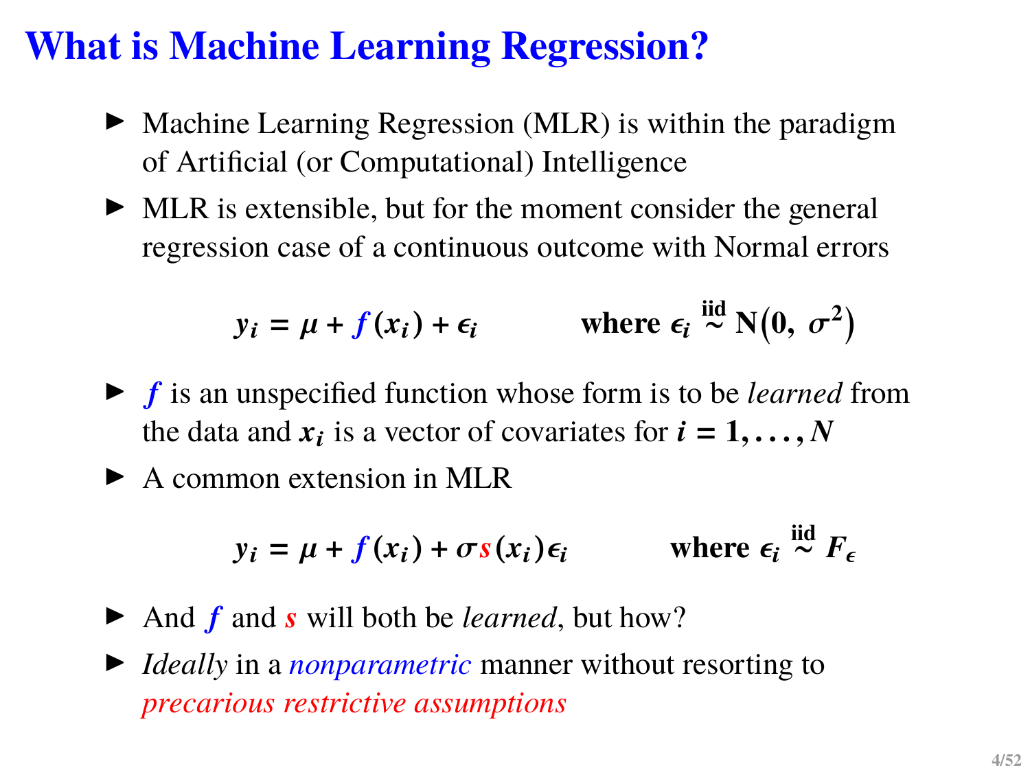# What is Machine Learning Regression?

- Machine Learning Regression (MLR) is within the paradigm of Artificial (or Computational) Intelligence
- MLR is extensible, but for the moment consider the general regression case of a continuous outcome with Normal errors

$$y_i = \mu + f(x_i) + \epsilon_i \qquad \text{where } \epsilon_i \overset{\text{iid}}{\sim} \mathrm{N}\left(0,\ \sigma^2\right)$$

- $f$ is an unspecified function whose form is to be *learned* from the data and $x_i$ is a vector of covariates for $i = 1, \ldots, N$
- A common extension in MLR

$$y_i = \mu + f(x_i) + \sigma s(x_i)\epsilon_i \qquad \text{where } \epsilon_i \overset{\text{iid}}{\sim} F_\epsilon$$

- And $f$ and $s$ will both be *learned*, but how?
- *Ideally* in a *nonparametric* manner without resorting to *precarious restrictive assumptions*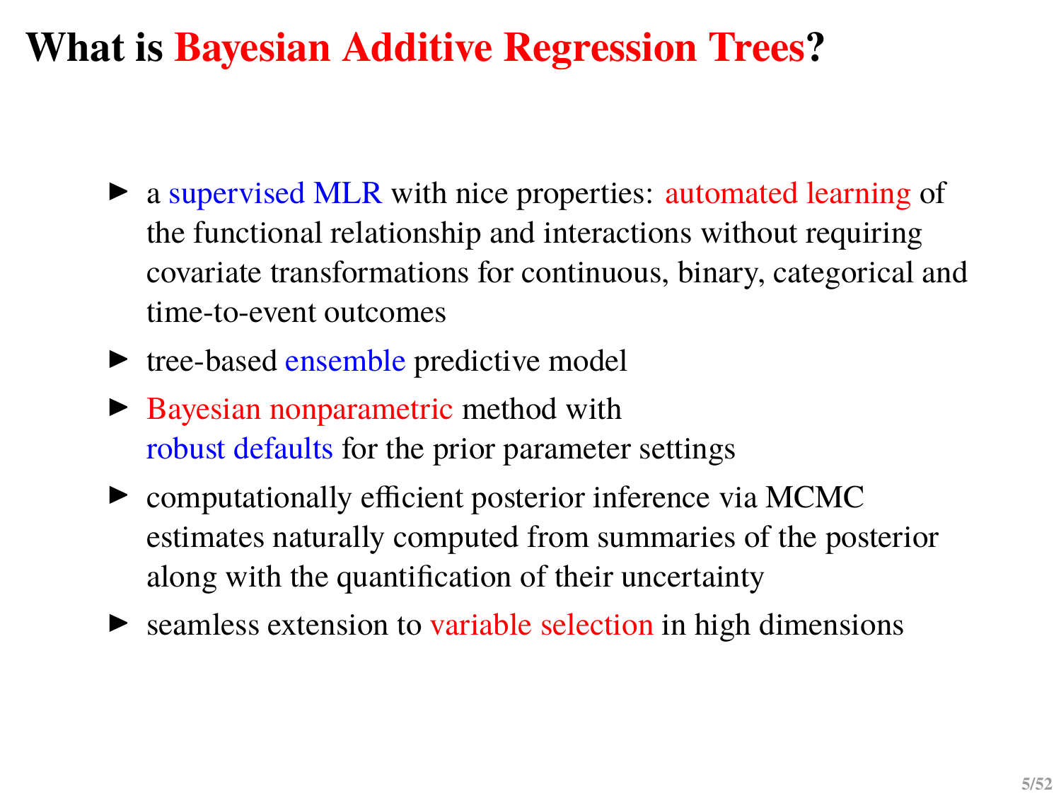# What is Bayesian Additive Regression Trees?

- a supervised MLR with nice properties: automated learning of the functional relationship and interactions without requiring covariate transformations for continuous, binary, categorical and time-to-event outcomes
- tree-based ensemble predictive model
- Bayesian nonparametric method with robust defaults for the prior parameter settings
- computationally efficient posterior inference via MCMC estimates naturally computed from summaries of the posterior along with the quantification of their uncertainty
- seamless extension to variable selection in high dimensions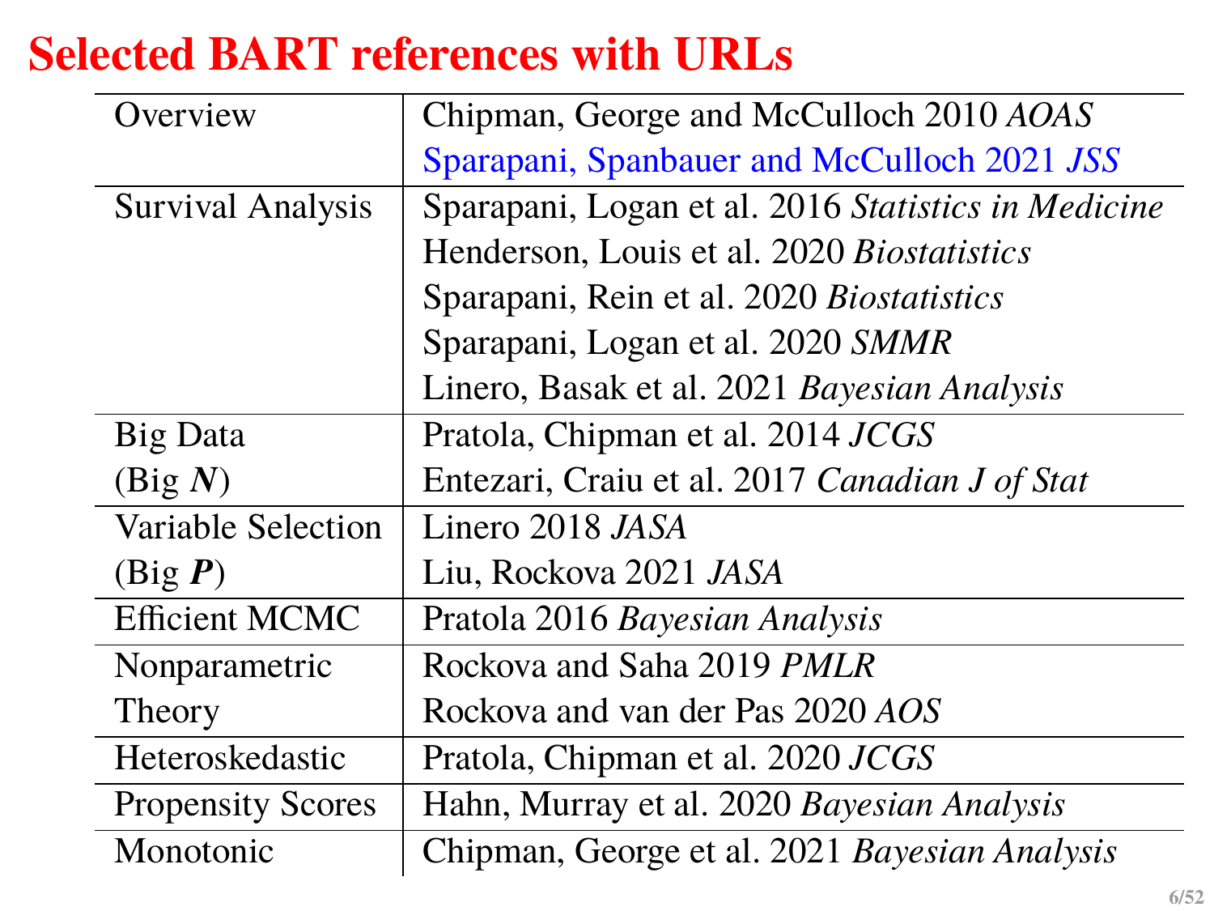# Selected BART references with URLs

| | |
|---|---|
| Overview | Chipman, George and McCulloch 2010 *AOAS* |
| | Sparapani, Spanbauer and McCulloch 2021 *JSS* |
| Survival Analysis | Sparapani, Logan et al. 2016 *Statistics in Medicine* |
| | Henderson, Louis et al. 2020 *Biostatistics* |
| | Sparapani, Rein et al. 2020 *Biostatistics* |
| | Sparapani, Logan et al. 2020 *SMMR* |
| | Linero, Basak et al. 2021 *Bayesian Analysis* |
| Big Data (Big ***N***) | Pratola, Chipman et al. 2014 *JCGS* |
| | Entezari, Craiu et al. 2017 *Canadian J of Stat* |
| Variable Selection (Big ***P***) | Linero 2018 *JASA* |
| | Liu, Rockova 2021 *JASA* |
| Efficient MCMC | Pratola 2016 *Bayesian Analysis* |
| Nonparametric Theory | Rockova and Saha 2019 *PMLR* |
| | Rockova and van der Pas 2020 *AOS* |
| Heteroskedastic | Pratola, Chipman et al. 2020 *JCGS* |
| Propensity Scores | Hahn, Murray et al. 2020 *Bayesian Analysis* |
| Monotonic | Chipman, George et al. 2021 *Bayesian Analysis* |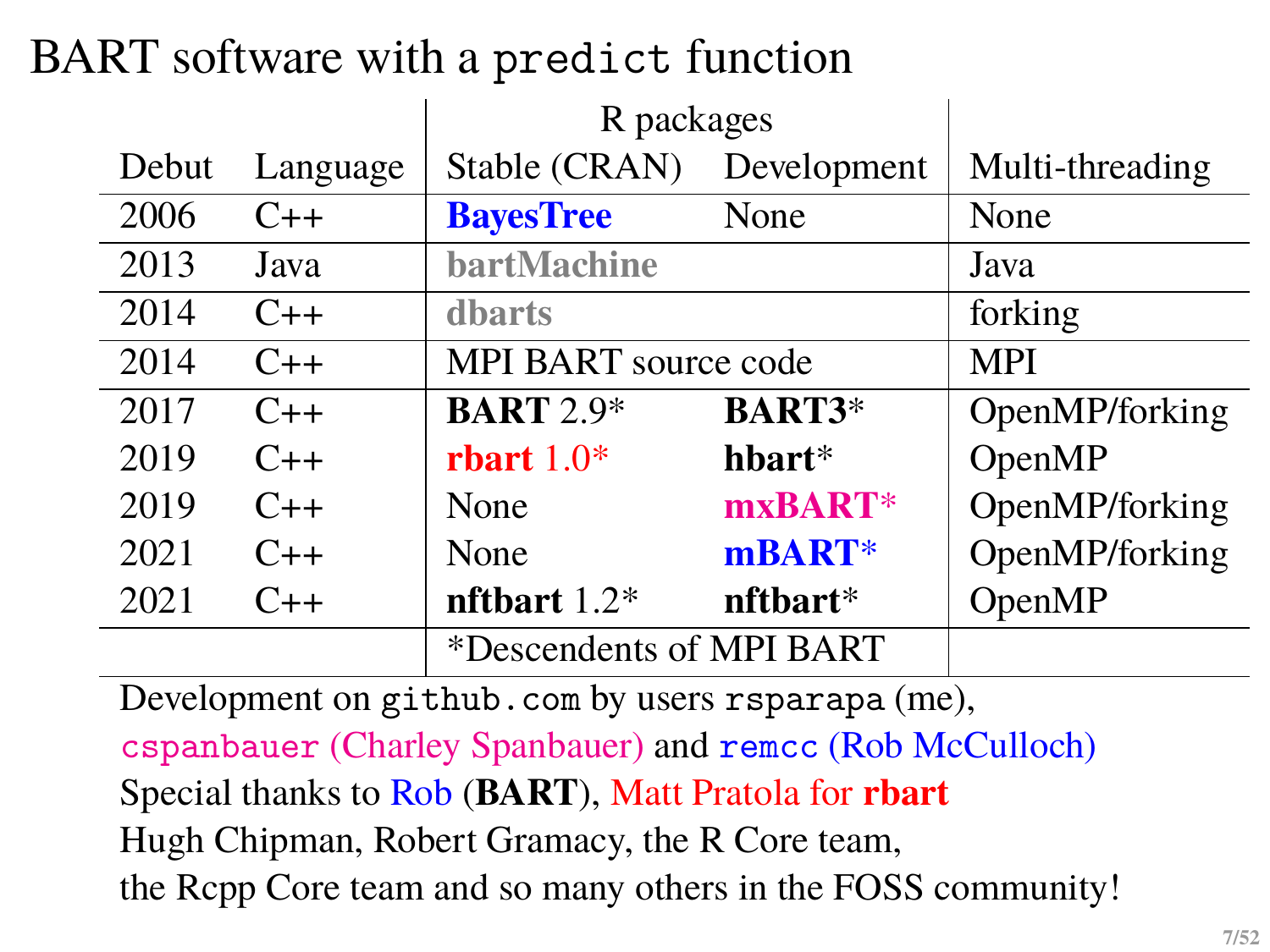# BART software with a `predict` function

| Debut | Language | R packages: Stable (CRAN) | R packages: Development | Multi-threading |
|---|---|---|---|---|
| 2006 | C++ | **BayesTree** | None | None |
| 2013 | Java | **bartMachine** | | Java |
| 2014 | C++ | **dbarts** | | forking |
| 2014 | C++ | MPI BART source code | | MPI |
| 2017 | C++ | **BART** 2.9* | **BART3*** | OpenMP/forking |
| 2019 | C++ | **rbart** 1.0* | **hbart*** | OpenMP |
| 2019 | C++ | None | **mxBART*** | OpenMP/forking |
| 2021 | C++ | None | **mBART*** | OpenMP/forking |
| 2021 | C++ | **nftbart** 1.2* | **nftbart*** | OpenMP |
| | | *Descendents of MPI BART | | |

Development on `github.com` by users `rsparapa` (me), `cspanbauer` (Charley Spanbauer) and `remcc` (Rob McCulloch)

Special thanks to Rob (**BART**), Matt Pratola for **rbart**

Hugh Chipman, Robert Gramacy, the R Core team,

the Rcpp Core team and so many others in the FOSS community!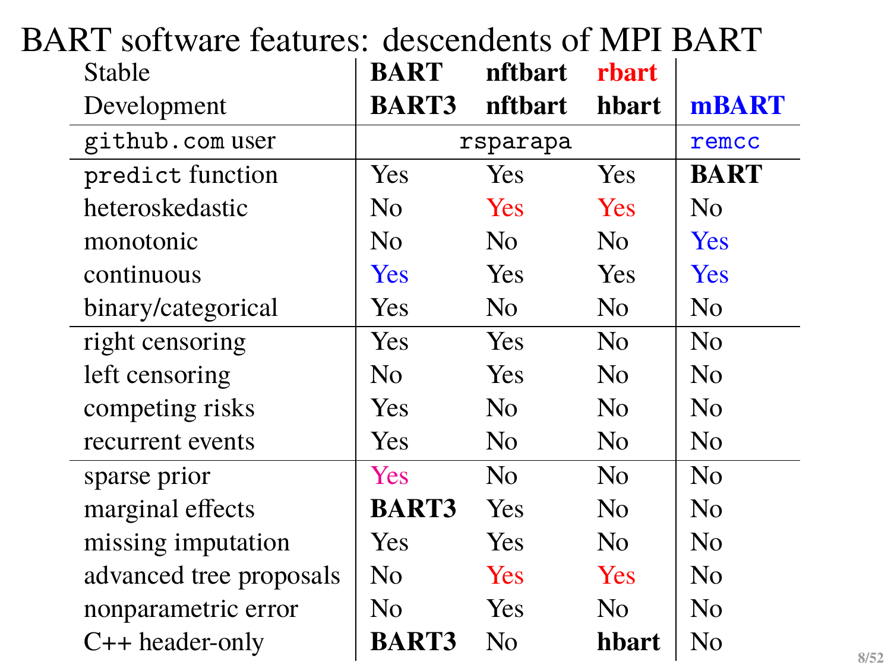# BART software features: descendents of MPI BART

| Stable | **BART** | **nftbart** | **rbart** | |
|---|---|---|---|---|
| Development | **BART3** | **nftbart** | **hbart** | **mBART** |
| `github.com` user | `rsparapa` | | | `remcc` |
| `predict` function | Yes | Yes | Yes | **BART** |
| heteroskedastic | No | Yes | Yes | No |
| monotonic | No | No | No | Yes |
| continuous | Yes | Yes | Yes | Yes |
| binary/categorical | Yes | No | No | No |
| right censoring | Yes | Yes | No | No |
| left censoring | No | Yes | No | No |
| competing risks | Yes | No | No | No |
| recurrent events | Yes | No | No | No |
| sparse prior | Yes | No | No | No |
| marginal effects | **BART3** | Yes | No | No |
| missing imputation | Yes | Yes | No | No |
| advanced tree proposals | No | Yes | Yes | No |
| nonparametric error | No | Yes | No | No |
| C++ header-only | **BART3** | No | **hbart** | No |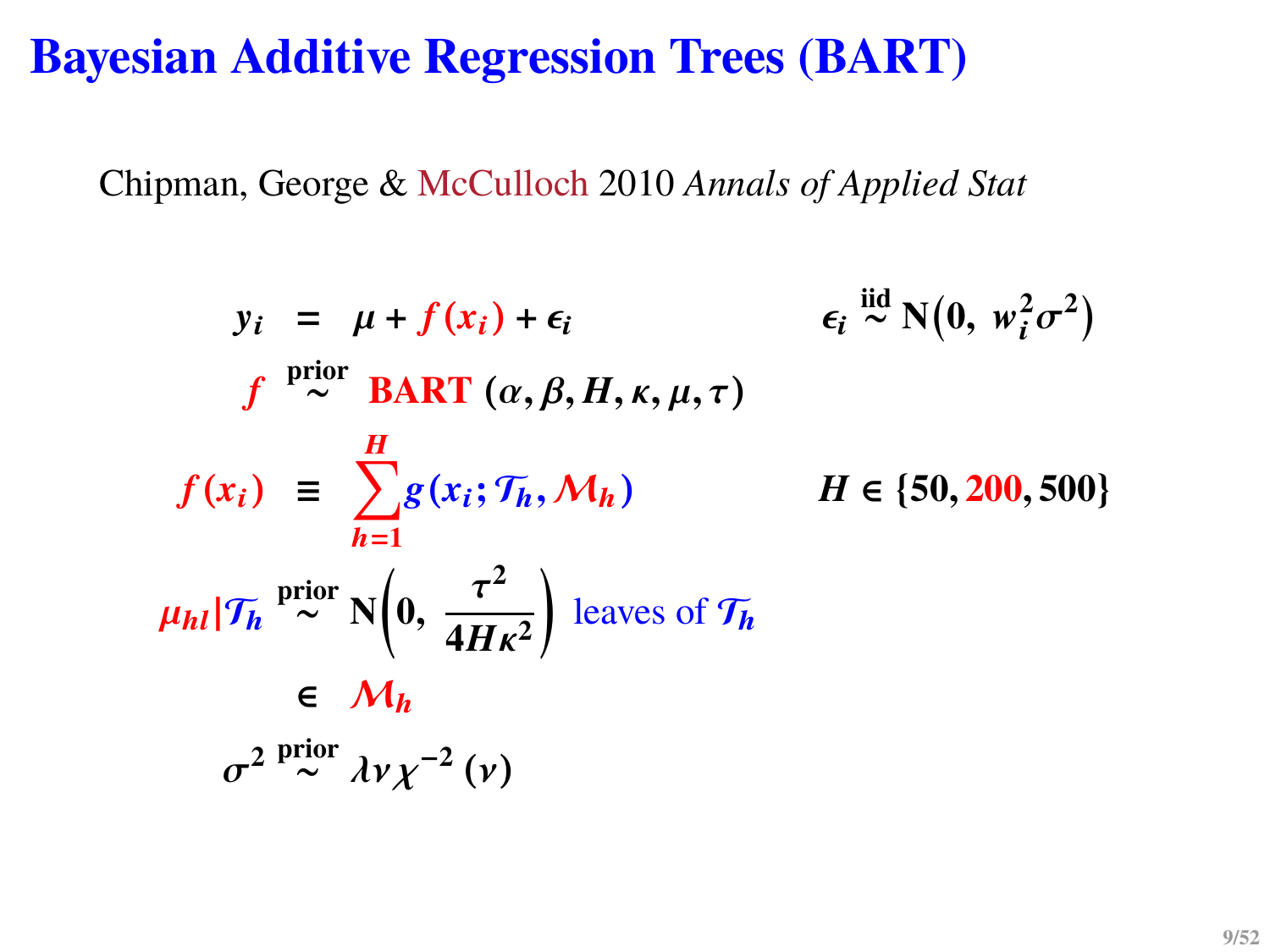# Bayesian Additive Regression Trees (BART)

Chipman, George & McCulloch 2010 *Annals of Applied Stat*

$$
\begin{aligned}
y_i &= \mu + f(x_i) + \epsilon_i & \epsilon_i &\overset{\text{iid}}{\sim} \mathrm{N}\left(0,\ w_i^2\sigma^2\right) \\
f &\overset{\text{prior}}{\sim} \textbf{BART}\ (\alpha, \beta, H, \kappa, \mu, \tau) & & \\
f(x_i) &\equiv \sum_{h=1}^{H} g(x_i; \mathcal{T}_h, \mathcal{M}_h) & H &\in \{50, 200, 500\} \\
\mu_{hl} | \mathcal{T}_h &\overset{\text{prior}}{\sim} \mathrm{N}\left(0,\ \frac{\tau^2}{4H\kappa^2}\right) \text{ leaves of } \mathcal{T}_h & & \\
&\in \mathcal{M}_h & & \\
\sigma^2 &\overset{\text{prior}}{\sim} \lambda\nu\chi^{-2}(\nu) & &
\end{aligned}
$$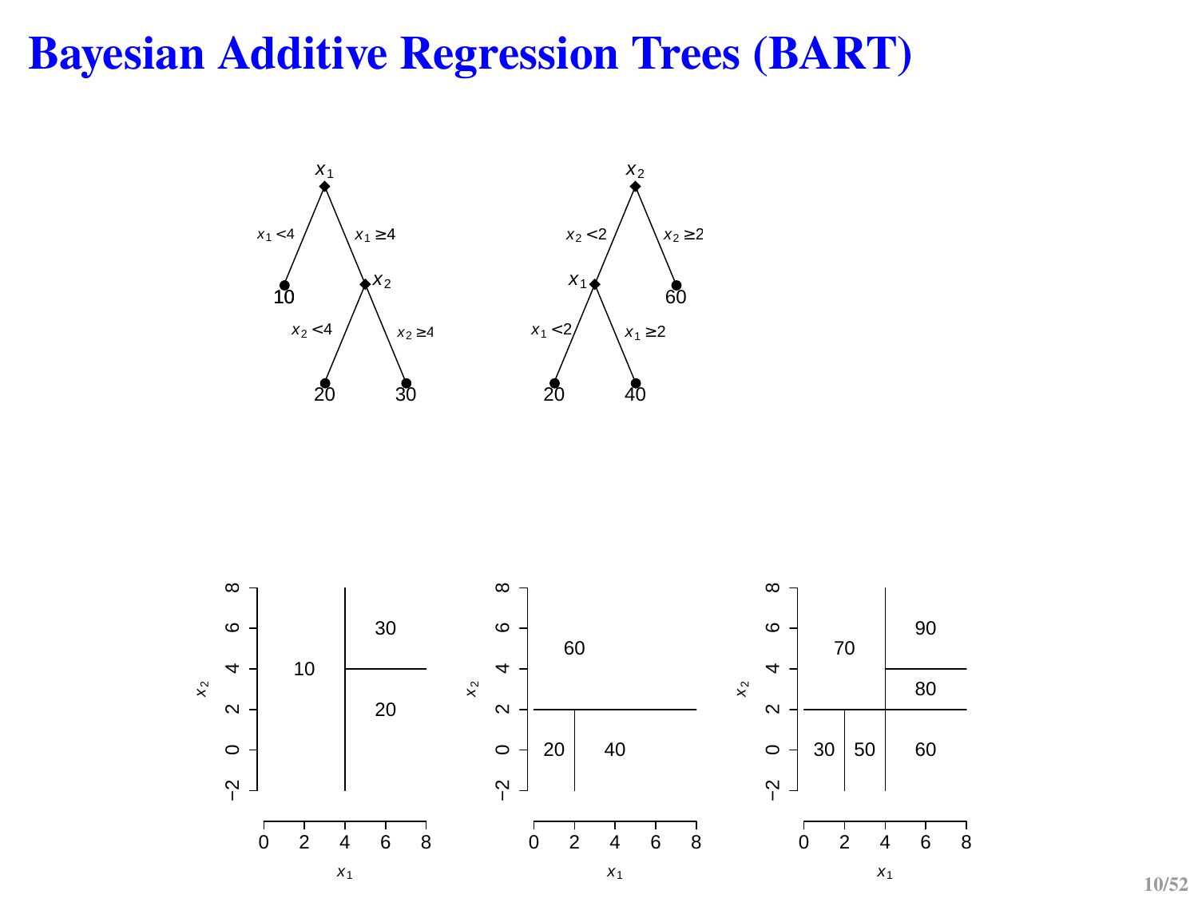# Bayesian Additive Regression Trees (BART)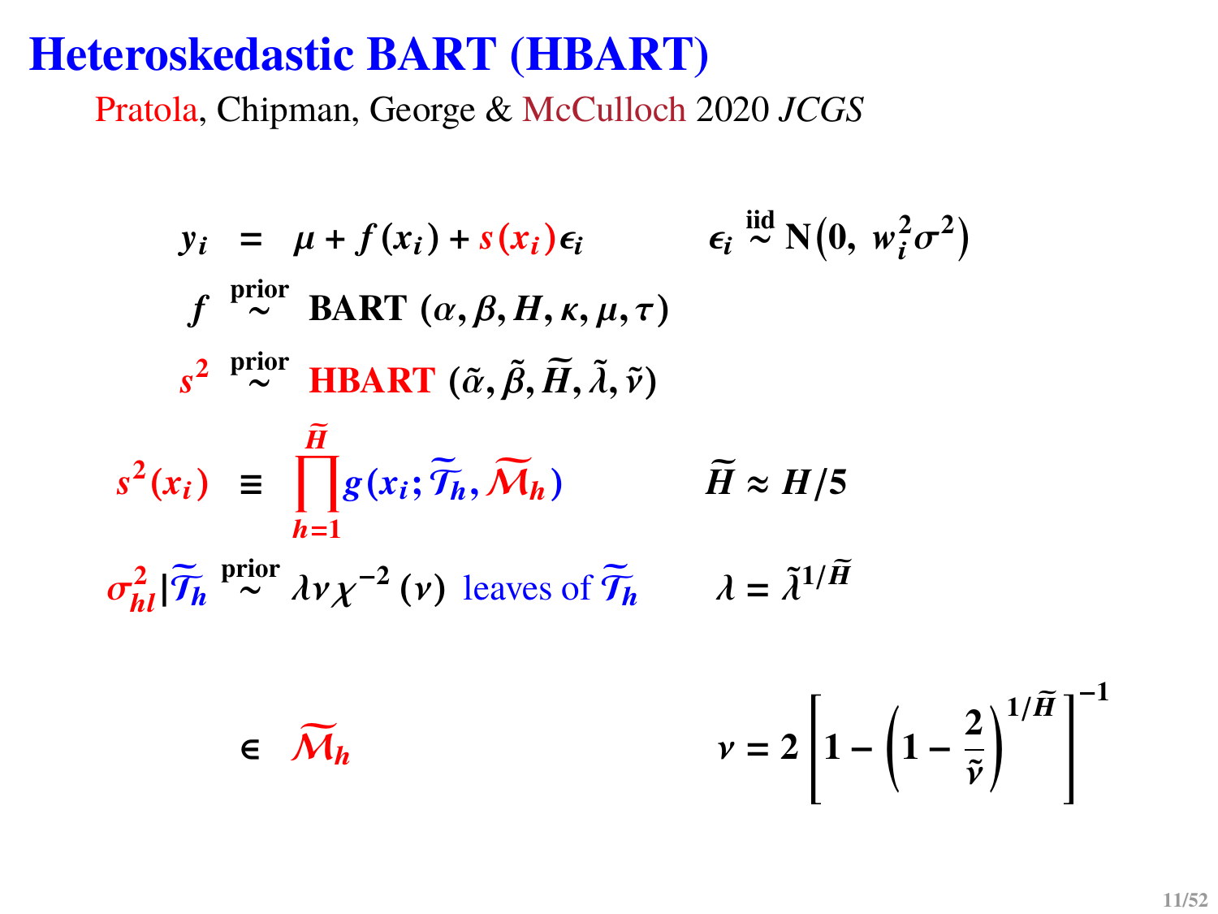# Heteroskedastic BART (HBART)

Pratola, Chipman, George & McCulloch 2020 *JCGS*

$$y_i = \mu + f(x_i) + s(x_i)\epsilon_i \qquad \epsilon_i \overset{\text{iid}}{\sim} \mathrm{N}\left(0,\ w_i^2\sigma^2\right)$$

$$f \overset{\text{prior}}{\sim} \text{BART}\ (\alpha, \beta, H, \kappa, \mu, \tau)$$

$$s^2 \overset{\text{prior}}{\sim} \text{HBART}\ (\tilde{\alpha}, \tilde{\beta}, \widetilde{H}, \tilde{\lambda}, \tilde{\nu})$$

$$s^2(x_i) \equiv \prod_{h=1}^{\widetilde{H}} g(x_i; \widetilde{\mathcal{T}}_h, \widetilde{\mathcal{M}}_h) \qquad \widetilde{H} \approx H/5$$

$$\sigma_{hl}^2 | \widetilde{\mathcal{T}}_h \overset{\text{prior}}{\sim} \lambda\nu\chi^{-2}(\nu) \ \text{leaves of } \widetilde{\mathcal{T}}_h \qquad \lambda = \tilde{\lambda}^{1/\widetilde{H}}$$

$$\in \ \widetilde{\mathcal{M}}_h \qquad \nu = 2\left[1 - \left(1 - \frac{2}{\tilde{\nu}}\right)^{1/\widetilde{H}}\right]^{-1}$$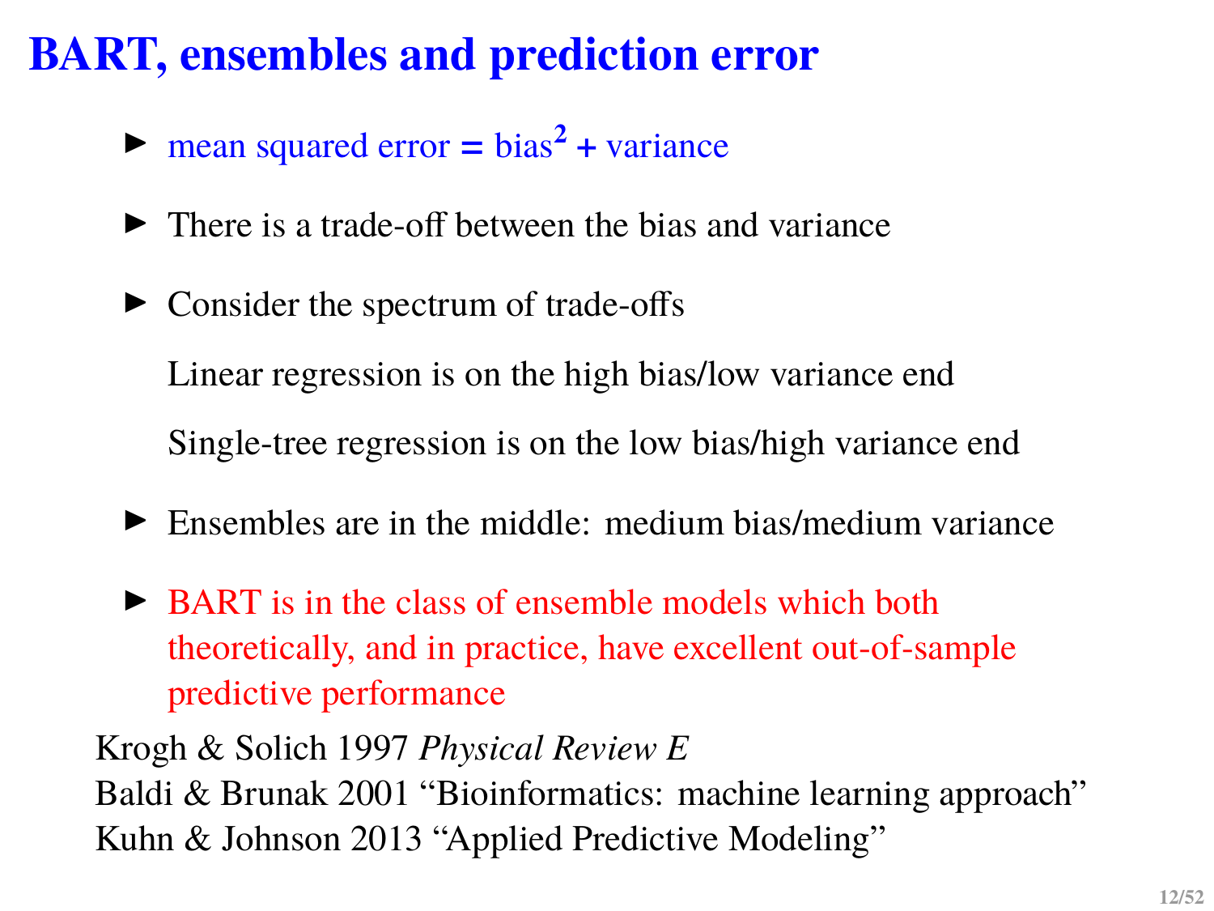# BART, ensembles and prediction error

- mean squared error = bias$^2$ + variance
- There is a trade-off between the bias and variance
- Consider the spectrum of trade-offs

  Linear regression is on the high bias/low variance end

  Single-tree regression is on the low bias/high variance end
- Ensembles are in the middle: medium bias/medium variance
- BART is in the class of ensemble models which both theoretically, and in practice, have excellent out-of-sample predictive performance

Krogh & Solich 1997 *Physical Review E*
Baldi & Brunak 2001 "Bioinformatics: machine learning approach"
Kuhn & Johnson 2013 "Applied Predictive Modeling"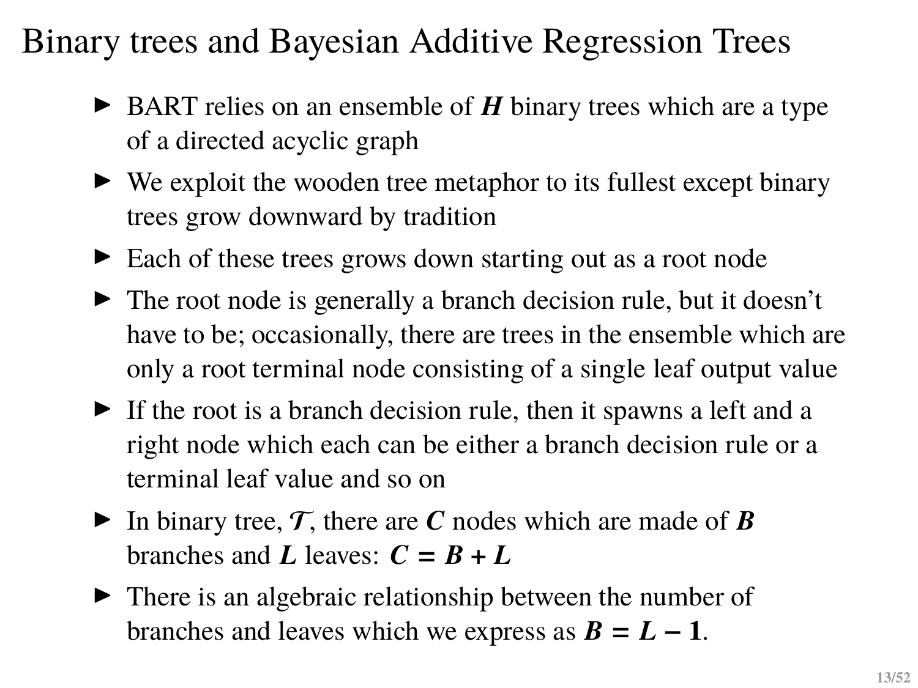# Binary trees and Bayesian Additive Regression Trees

- BART relies on an ensemble of $H$ binary trees which are a type of a directed acyclic graph
- We exploit the wooden tree metaphor to its fullest except binary trees grow downward by tradition
- Each of these trees grows down starting out as a root node
- The root node is generally a branch decision rule, but it doesn't have to be; occasionally, there are trees in the ensemble which are only a root terminal node consisting of a single leaf output value
- If the root is a branch decision rule, then it spawns a left and a right node which each can be either a branch decision rule or a terminal leaf value and so on
- In binary tree, $\mathcal{T}$, there are $C$ nodes which are made of $B$ branches and $L$ leaves: $C = B + L$
- There is an algebraic relationship between the number of branches and leaves which we express as $B = L - 1$.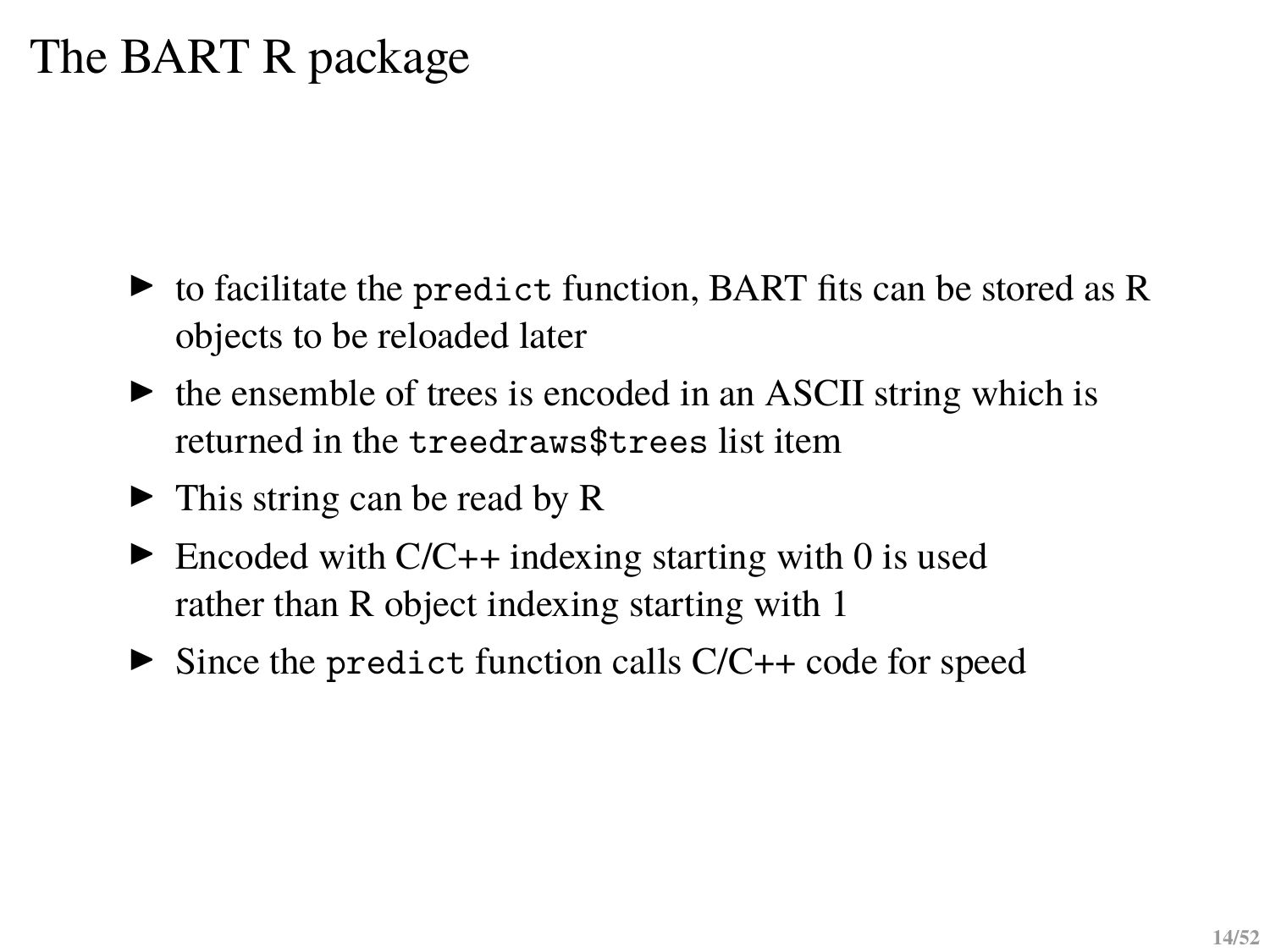# The BART R package

- to facilitate the `predict` function, BART fits can be stored as R objects to be reloaded later
- the ensemble of trees is encoded in an ASCII string which is returned in the `treedraws$trees` list item
- This string can be read by R
- Encoded with C/C++ indexing starting with 0 is used rather than R object indexing starting with 1
- Since the `predict` function calls C/C++ code for speed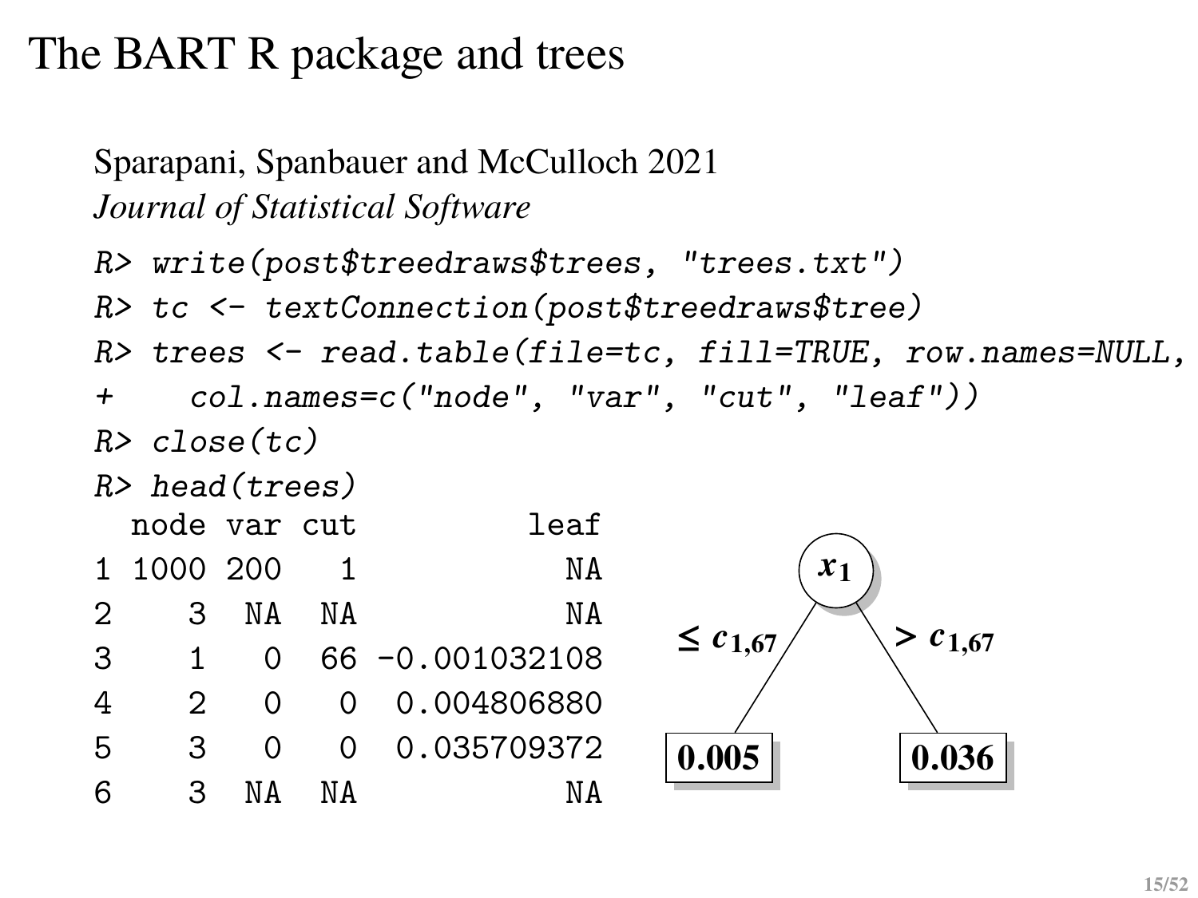# The BART R package and trees

Sparapani, Spanbauer and McCulloch 2021
*Journal of Statistical Software*

```
R> write(post$treedraws$trees, "trees.txt")
R> tc <- textConnection(post$treedraws$tree)
R> trees <- read.table(file=tc, fill=TRUE, row.names=NULL,
+    col.names=c("node", "var", "cut", "leaf"))
R> close(tc)
R> head(trees)
  node var cut         leaf
1 1000 200   1           NA
2    3  NA  NA           NA
3    1   0  66 -0.001032108
4    2   0   0  0.004806880
5    3   0   0  0.035709372
6    3  NA  NA           NA
```

Tree diagram: root node $x_1$; left branch $\leq c_{1,67}$ leads to leaf **0.005**; right branch $> c_{1,67}$ leads to leaf **0.036**.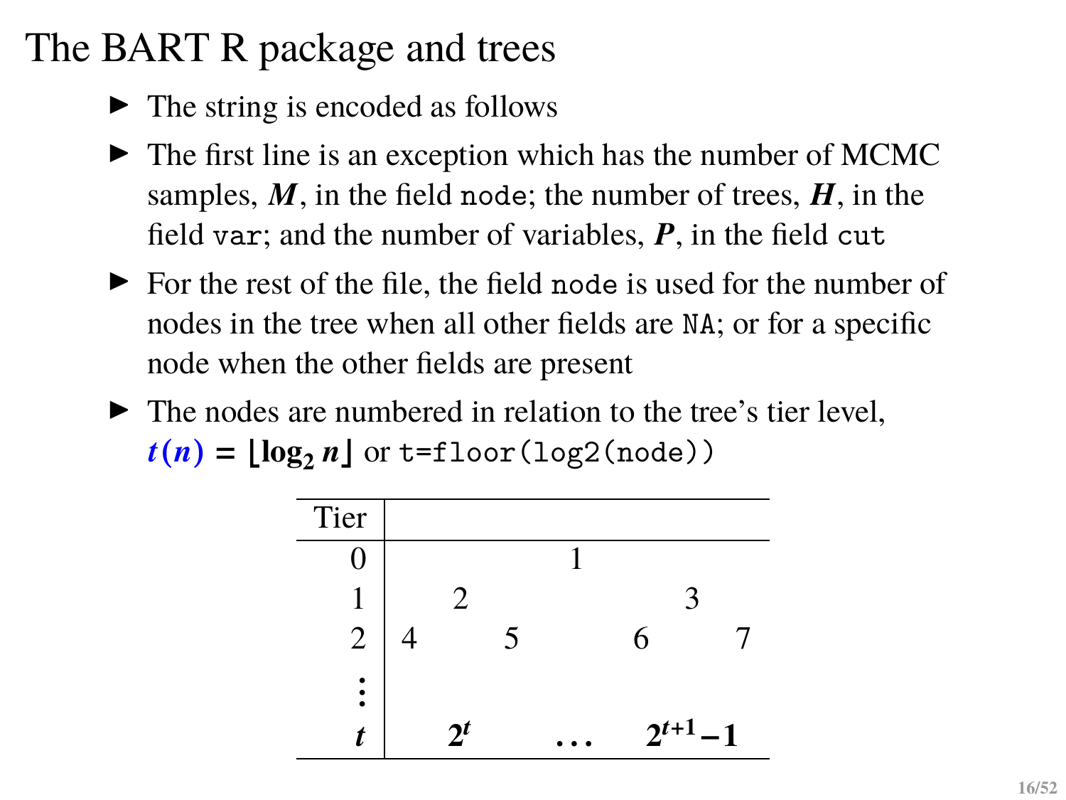# The BART R package and trees

- The string is encoded as follows
- The first line is an exception which has the number of MCMC samples, $\boldsymbol{M}$, in the field `node`; the number of trees, $\boldsymbol{H}$, in the field `var`; and the number of variables, $\boldsymbol{P}$, in the field `cut`
- For the rest of the file, the field `node` is used for the number of nodes in the tree when all other fields are `NA`; or for a specific node when the other fields are present
- The nodes are numbered in relation to the tree's tier level, $t(n) = \lfloor \log_2 n \rfloor$ or `t=floor(log2(node))`

| Tier | | | | | | | |
|---|---|---|---|---|---|---|---|
| 0 | | | | 1 | | | |
| 1 | | 2 | | | | 3 | |
| 2 | 4 | | 5 | | 6 | | 7 |
| ⋮ | | | | | | | |
| $\boldsymbol{t}$ | | $\boldsymbol{2^t}$ | | $\dots$ | | $\boldsymbol{2^{t+1}-1}$ | |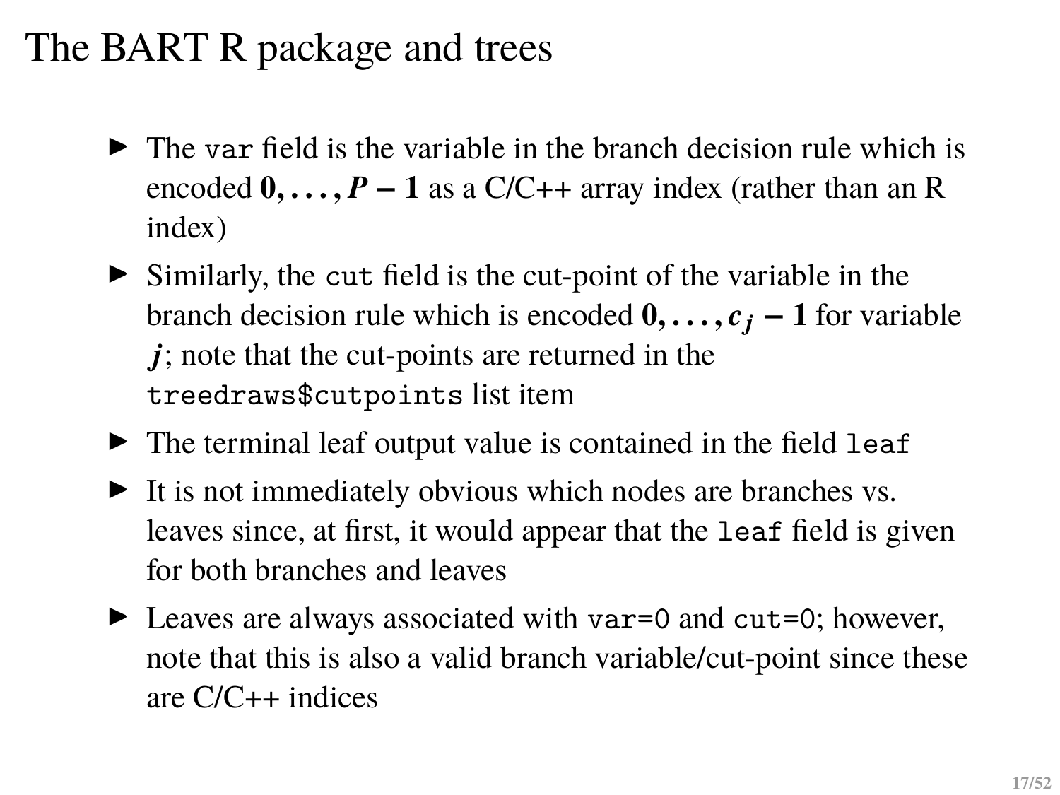# The BART R package and trees

- The `var` field is the variable in the branch decision rule which is encoded $0, \ldots, P-1$ as a C/C++ array index (rather than an R index)
- Similarly, the `cut` field is the cut-point of the variable in the branch decision rule which is encoded $0, \ldots, c_j - 1$ for variable $j$; note that the cut-points are returned in the `treedraws$cutpoints` list item
- The terminal leaf output value is contained in the field `leaf`
- It is not immediately obvious which nodes are branches vs. leaves since, at first, it would appear that the `leaf` field is given for both branches and leaves
- Leaves are always associated with `var=0` and `cut=0`; however, note that this is also a valid branch variable/cut-point since these are C/C++ indices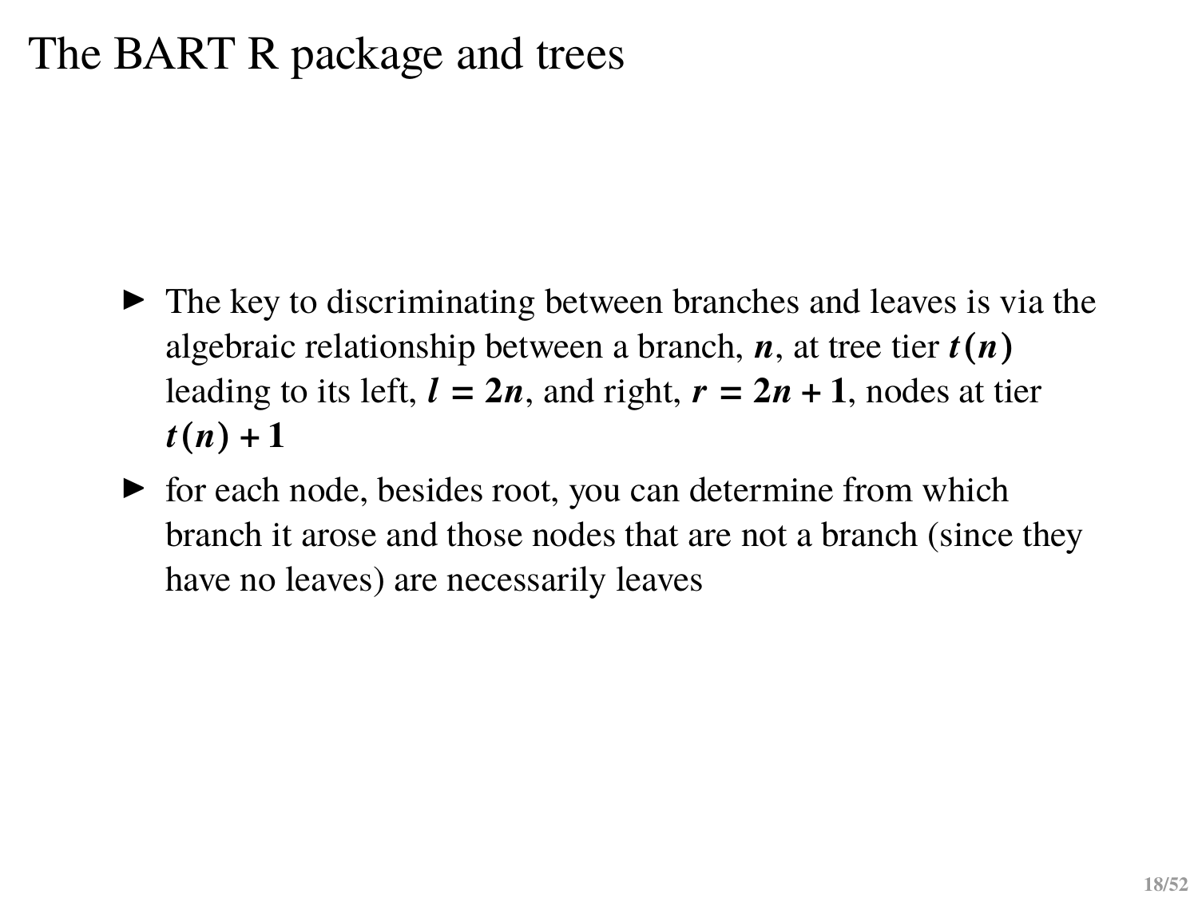# The BART R package and trees

- The key to discriminating between branches and leaves is via the algebraic relationship between a branch, $n$, at tree tier $t(n)$ leading to its left, $l = 2n$, and right, $r = 2n + 1$, nodes at tier $t(n) + 1$
- for each node, besides root, you can determine from which branch it arose and those nodes that are not a branch (since they have no leaves) are necessarily leaves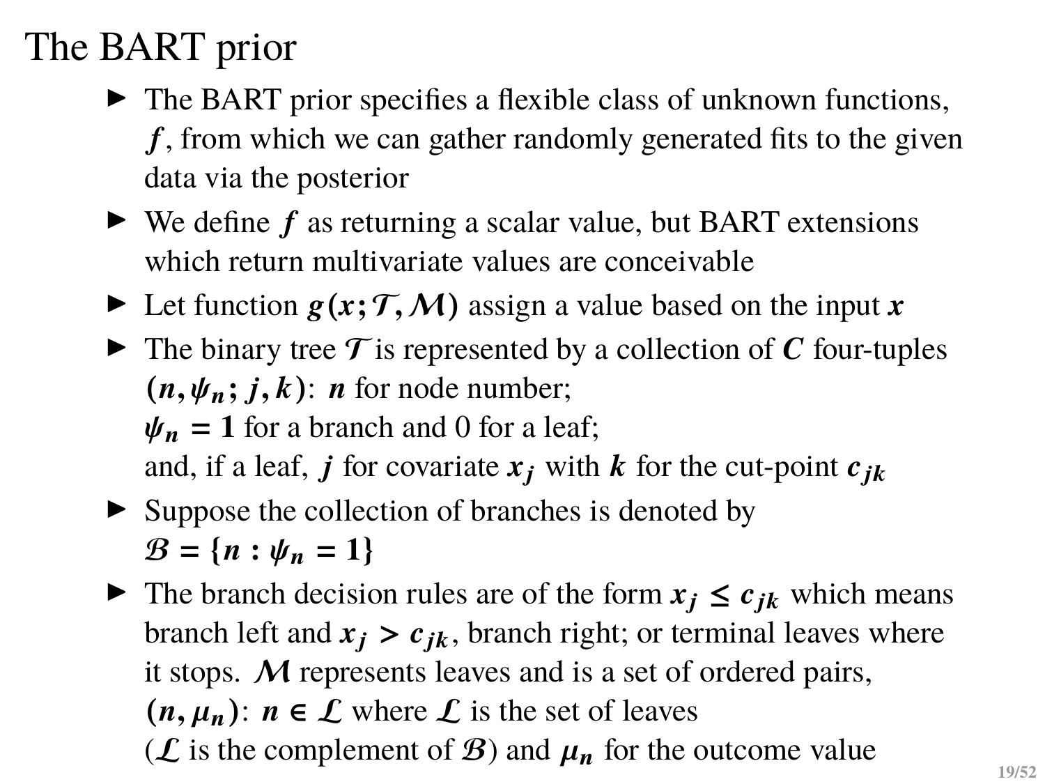# The BART prior

- The BART prior specifies a flexible class of unknown functions, $f$, from which we can gather randomly generated fits to the given data via the posterior
- We define $f$ as returning a scalar value, but BART extensions which return multivariate values are conceivable
- Let function $g(x; \mathcal{T}, \mathcal{M})$ assign a value based on the input $x$
- The binary tree $\mathcal{T}$ is represented by a collection of $C$ four-tuples $(n, \psi_n; j, k)$: $n$ for node number;
  $\psi_n = 1$ for a branch and 0 for a leaf;
  and, if a leaf, $j$ for covariate $x_j$ with $k$ for the cut-point $c_{jk}$
- Suppose the collection of branches is denoted by
  $\mathcal{B} = \{n : \psi_n = 1\}$
- The branch decision rules are of the form $x_j \le c_{jk}$ which means branch left and $x_j > c_{jk}$, branch right; or terminal leaves where it stops. $\mathcal{M}$ represents leaves and is a set of ordered pairs, $(n, \mu_n)$: $n \in \mathcal{L}$ where $\mathcal{L}$ is the set of leaves
  ($\mathcal{L}$ is the complement of $\mathcal{B}$) and $\mu_n$ for the outcome value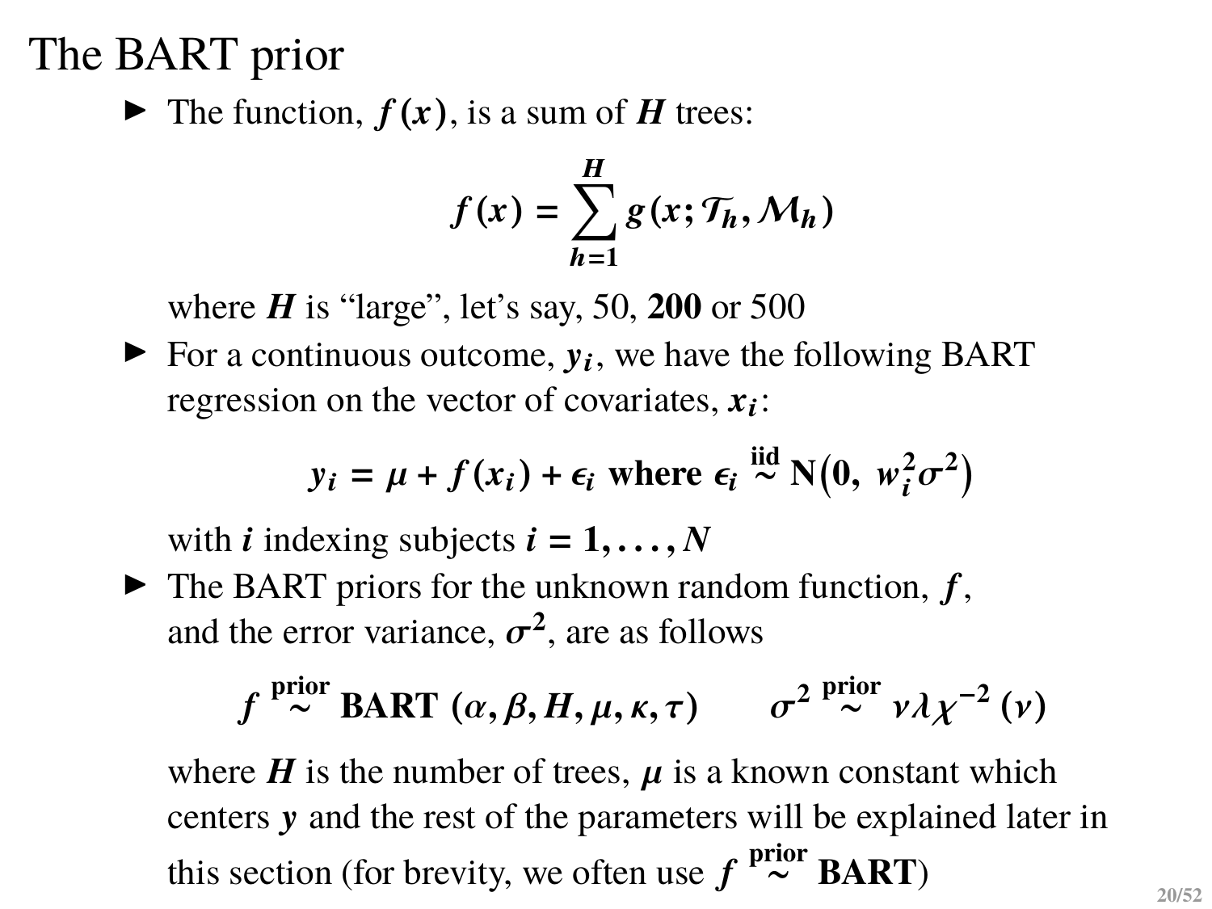# The BART prior

- The function, $f(x)$, is a sum of $H$ trees:

$$f(x) = \sum_{h=1}^{H} g(x; \mathcal{T}_h, \mathcal{M}_h)$$

  where $H$ is "large", let's say, 50, **200** or 500

- For a continuous outcome, $y_i$, we have the following BART regression on the vector of covariates, $x_i$:

$$y_i = \mu + f(x_i) + \epsilon_i \text{ where } \epsilon_i \overset{\text{iid}}{\sim} \text{N}\left(0,\ w_i^2 \sigma^2\right)$$

  with $i$ indexing subjects $i = 1, \ldots, N$

- The BART priors for the unknown random function, $f$, and the error variance, $\sigma^2$, are as follows

$$f \overset{\text{prior}}{\sim} \text{BART}\ (\alpha, \beta, H, \mu, \kappa, \tau) \qquad \sigma^2 \overset{\text{prior}}{\sim} \nu\lambda\chi^{-2}\ (\nu)$$

  where $H$ is the number of trees, $\mu$ is a known constant which centers $y$ and the rest of the parameters will be explained later in this section (for brevity, we often use $f \overset{\text{prior}}{\sim}$ **BART**)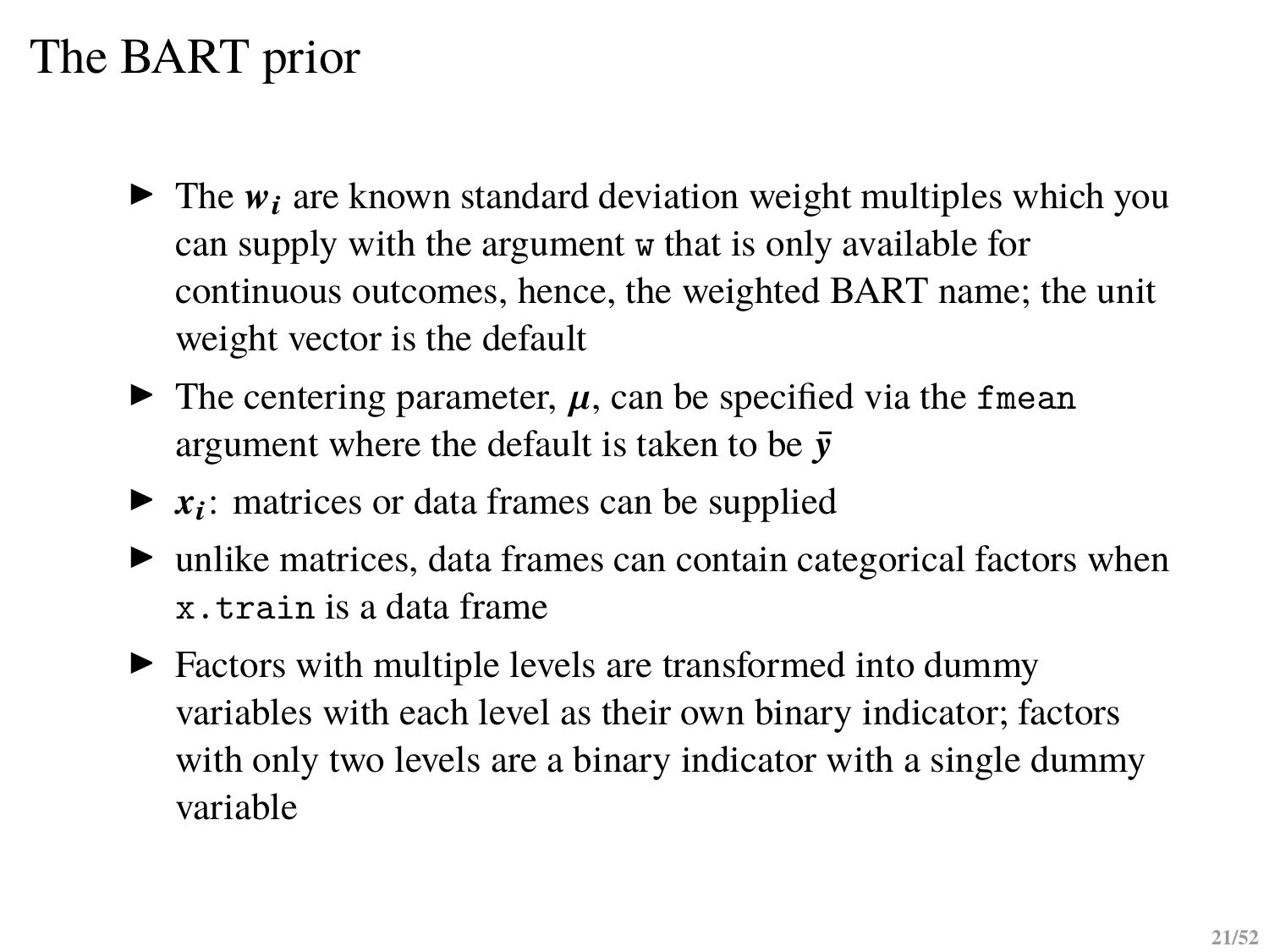# The BART prior

- The $\boldsymbol{w_i}$ are known standard deviation weight multiples which you can supply with the argument `w` that is only available for continuous outcomes, hence, the weighted BART name; the unit weight vector is the default
- The centering parameter, $\boldsymbol{\mu}$, can be specified via the `fmean` argument where the default is taken to be $\bar{\boldsymbol{y}}$
- $\boldsymbol{x_i}$: matrices or data frames can be supplied
- unlike matrices, data frames can contain categorical factors when `x.train` is a data frame
- Factors with multiple levels are transformed into dummy variables with each level as their own binary indicator; factors with only two levels are a binary indicator with a single dummy variable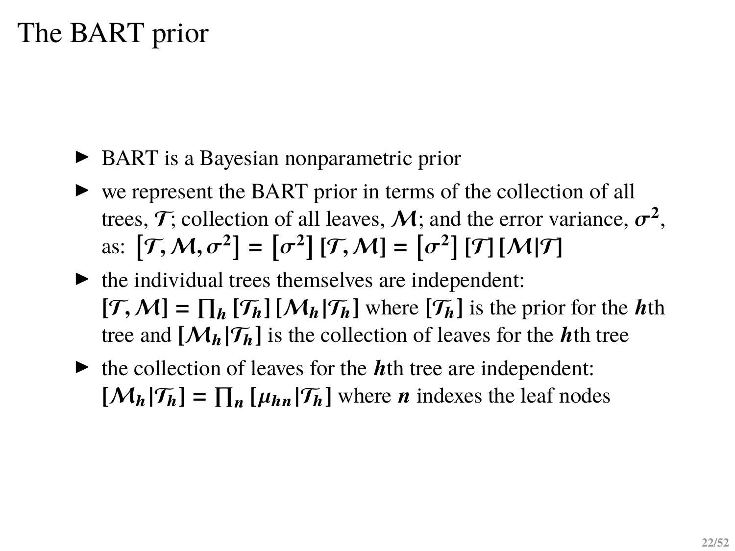# The BART prior

- BART is a Bayesian nonparametric prior
- we represent the BART prior in terms of the collection of all trees, $\mathcal{T}$; collection of all leaves, $\mathcal{M}$; and the error variance, $\sigma^2$, as: $\left[\mathcal{T}, \mathcal{M}, \sigma^2\right] = \left[\sigma^2\right] [\mathcal{T}, \mathcal{M}] = \left[\sigma^2\right] [\mathcal{T}] [\mathcal{M}|\mathcal{T}]$
- the individual trees themselves are independent: $[\mathcal{T}, \mathcal{M}] = \prod_h [\mathcal{T}_h] [\mathcal{M}_h|\mathcal{T}_h]$ where $[\mathcal{T}_h]$ is the prior for the $h$th tree and $[\mathcal{M}_h|\mathcal{T}_h]$ is the collection of leaves for the $h$th tree
- the collection of leaves for the $h$th tree are independent: $[\mathcal{M}_h|\mathcal{T}_h] = \prod_n [\mu_{hn}|\mathcal{T}_h]$ where $n$ indexes the leaf nodes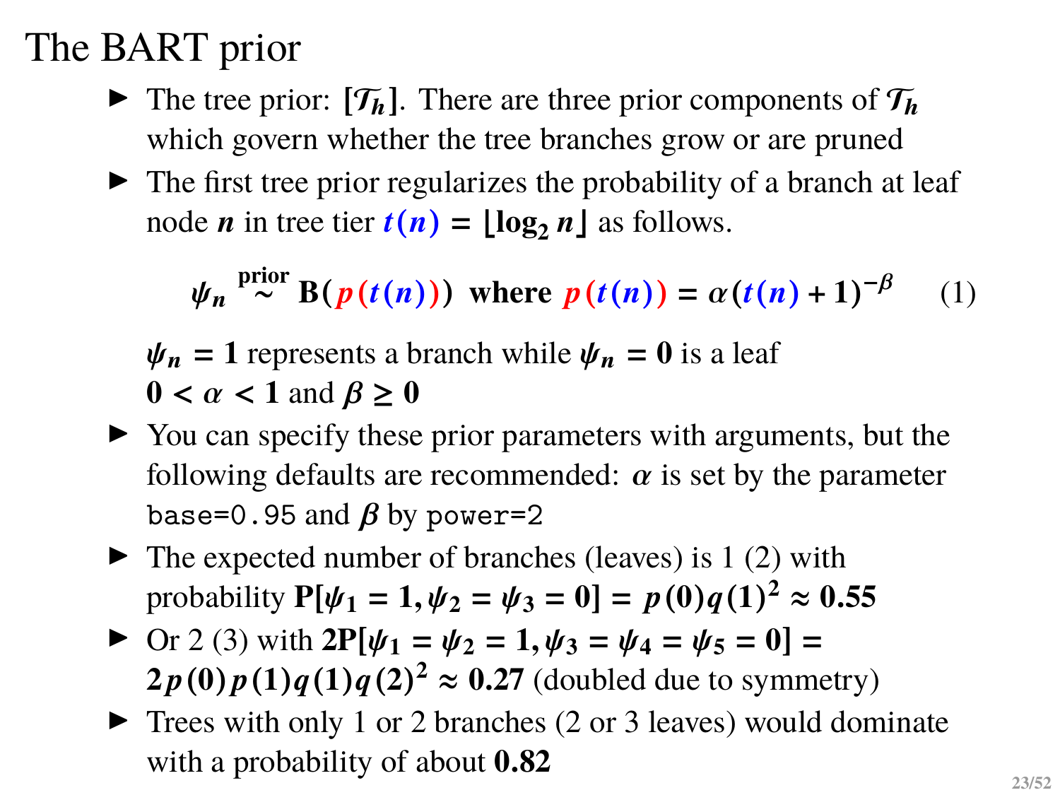# The BART prior

- The tree prior: $[\mathcal{T}_h]$. There are three prior components of $\mathcal{T}_h$ which govern whether the tree branches grow or are pruned
- The first tree prior regularizes the probability of a branch at leaf node $n$ in tree tier $t(n) = \lfloor \log_2 n \rfloor$ as follows.

$$\psi_n \overset{\text{prior}}{\sim} \mathrm{B}(p(t(n))) \text{ where } p(t(n)) = \alpha(t(n)+1)^{-\beta} \tag{1}$$

  $\psi_n = 1$ represents a branch while $\psi_n = 0$ is a leaf
  $0 < \alpha < 1$ and $\beta \geq 0$

- You can specify these prior parameters with arguments, but the following defaults are recommended: $\alpha$ is set by the parameter `base=0.95` and $\beta$ by `power=2`
- The expected number of branches (leaves) is 1 (2) with probability $\mathbf{P}[\psi_1 = 1, \psi_2 = \psi_3 = 0] = p(0)q(1)^2 \approx 0.55$
- Or 2 (3) with $2\mathbf{P}[\psi_1 = \psi_2 = 1, \psi_3 = \psi_4 = \psi_5 = 0] = 2p(0)p(1)q(1)q(2)^2 \approx 0.27$ (doubled due to symmetry)
- Trees with only 1 or 2 branches (2 or 3 leaves) would dominate with a probability of about **0.82**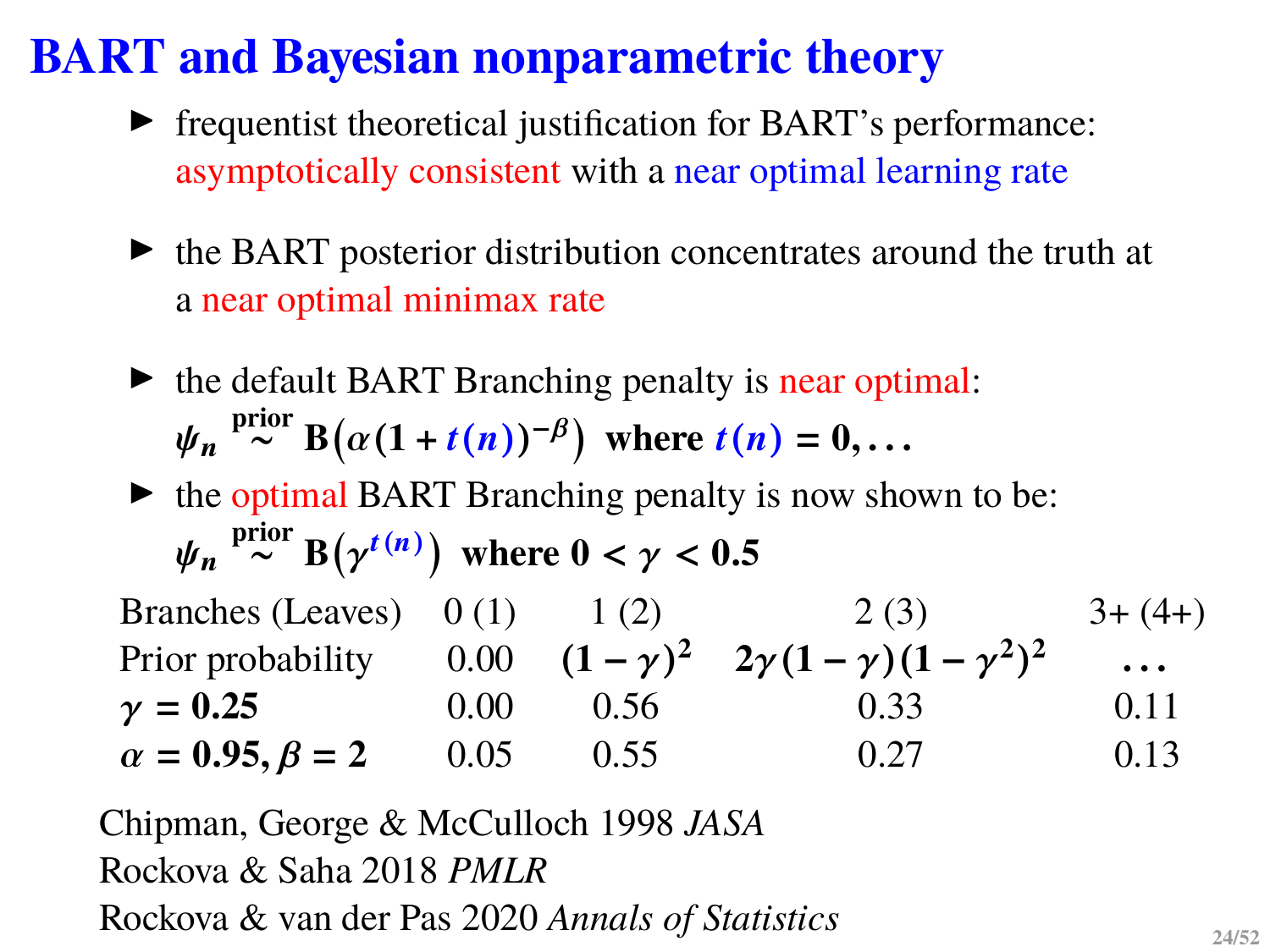# BART and Bayesian nonparametric theory

- frequentist theoretical justification for BART's performance: asymptotically consistent with a near optimal learning rate
- the BART posterior distribution concentrates around the truth at a near optimal minimax rate
- the default BART Branching penalty is near optimal: $\psi_n \stackrel{\text{prior}}{\sim} \text{B}\left(\alpha(1+t(n))^{-\beta}\right)$ where $t(n) = 0, \ldots$
- the optimal BART Branching penalty is now shown to be: $\psi_n \stackrel{\text{prior}}{\sim} \text{B}\left(\gamma^{t(n)}\right)$ where $0 < \gamma < 0.5$

| Branches (Leaves) | 0 (1) | 1 (2) | 2 (3) | 3+ (4+) |
|---|---|---|---|---|
| Prior probability | 0.00 | $(1-\gamma)^2$ | $2\gamma(1-\gamma)(1-\gamma^2)^2$ | $\ldots$ |
| $\gamma = 0.25$ | 0.00 | 0.56 | 0.33 | 0.11 |
| $\alpha = 0.95, \beta = 2$ | 0.05 | 0.55 | 0.27 | 0.13 |

Chipman, George & McCulloch 1998 *JASA*
Rockova & Saha 2018 *PMLR*
Rockova & van der Pas 2020 *Annals of Statistics*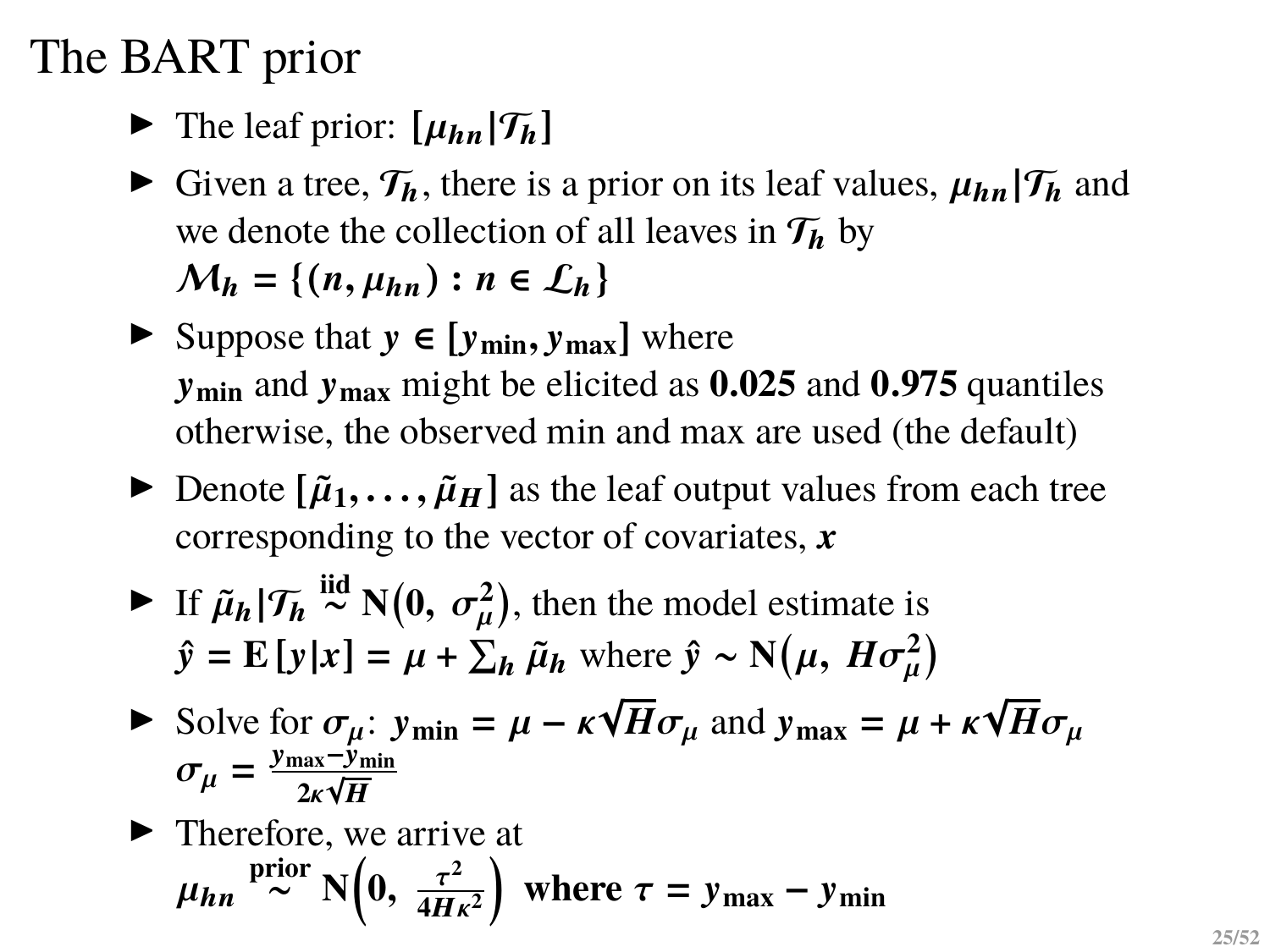# The BART prior

- The leaf prior: $[\mu_{hn}|\mathcal{T}_h]$
- Given a tree, $\mathcal{T}_h$, there is a prior on its leaf values, $\mu_{hn}|\mathcal{T}_h$ and we denote the collection of all leaves in $\mathcal{T}_h$ by $\mathcal{M}_h = \{(n, \mu_{hn}) : n \in \mathcal{L}_h\}$
- Suppose that $y \in [y_{\min}, y_{\max}]$ where $y_{\min}$ and $y_{\max}$ might be elicited as **0.025** and **0.975** quantiles otherwise, the observed min and max are used (the default)
- Denote $[\tilde{\mu}_1, \ldots, \tilde{\mu}_H]$ as the leaf output values from each tree corresponding to the vector of covariates, $x$
- If $\tilde{\mu}_h|\mathcal{T}_h \overset{\text{iid}}{\sim} \mathrm{N}\left(0,\ \sigma_\mu^2\right)$, then the model estimate is $\hat{y} = \mathrm{E}[y|x] = \mu + \sum_h \tilde{\mu}_h$ where $\hat{y} \sim \mathrm{N}\left(\mu,\ H\sigma_\mu^2\right)$
- Solve for $\sigma_\mu$: $y_{\min} = \mu - \kappa\sqrt{H}\sigma_\mu$ and $y_{\max} = \mu + \kappa\sqrt{H}\sigma_\mu$ $\sigma_\mu = \frac{y_{\max} - y_{\min}}{2\kappa\sqrt{H}}$
- Therefore, we arrive at $\mu_{hn} \overset{\text{prior}}{\sim} \mathrm{N}\left(0,\ \frac{\tau^2}{4H\kappa^2}\right)$ **where** $\tau = y_{\max} - y_{\min}$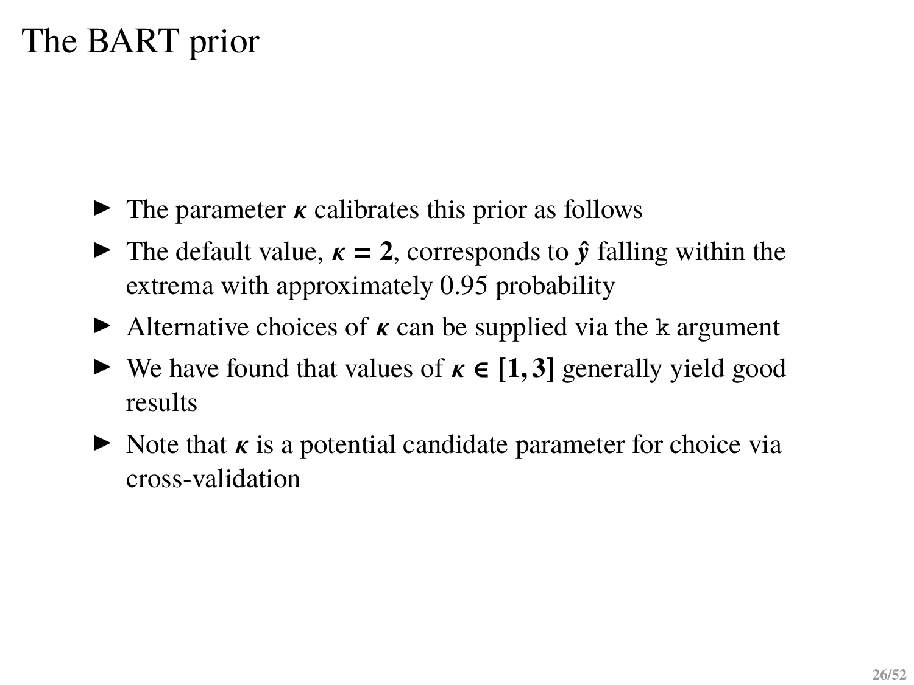# The BART prior

- The parameter $\kappa$ calibrates this prior as follows
- The default value, $\kappa = 2$, corresponds to $\hat{y}$ falling within the extrema with approximately 0.95 probability
- Alternative choices of $\kappa$ can be supplied via the `k` argument
- We have found that values of $\kappa \in [1, 3]$ generally yield good results
- Note that $\kappa$ is a potential candidate parameter for choice via cross-validation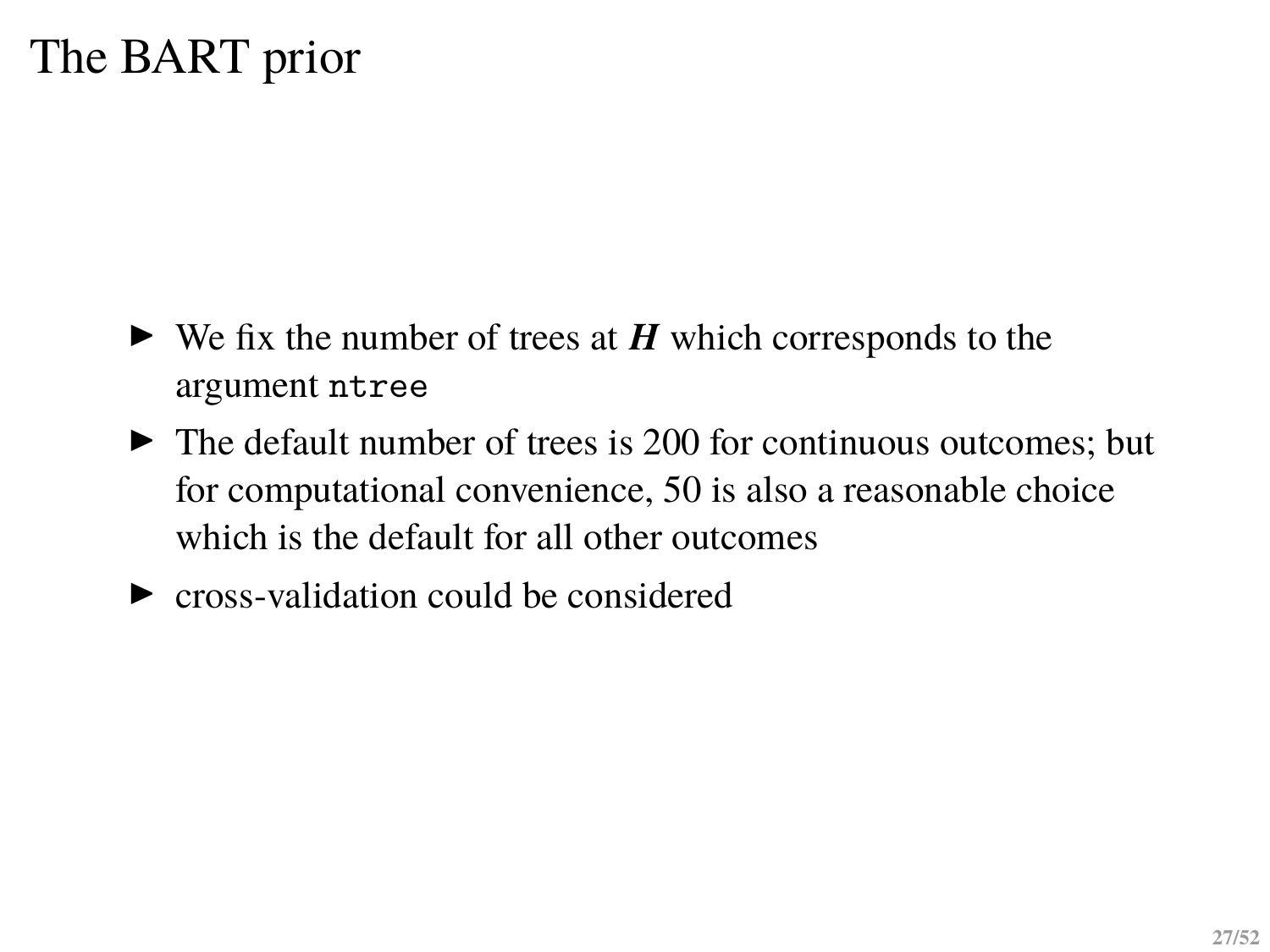# The BART prior

- We fix the number of trees at $\boldsymbol{H}$ which corresponds to the argument `ntree`
- The default number of trees is 200 for continuous outcomes; but for computational convenience, 50 is also a reasonable choice which is the default for all other outcomes
- cross-validation could be considered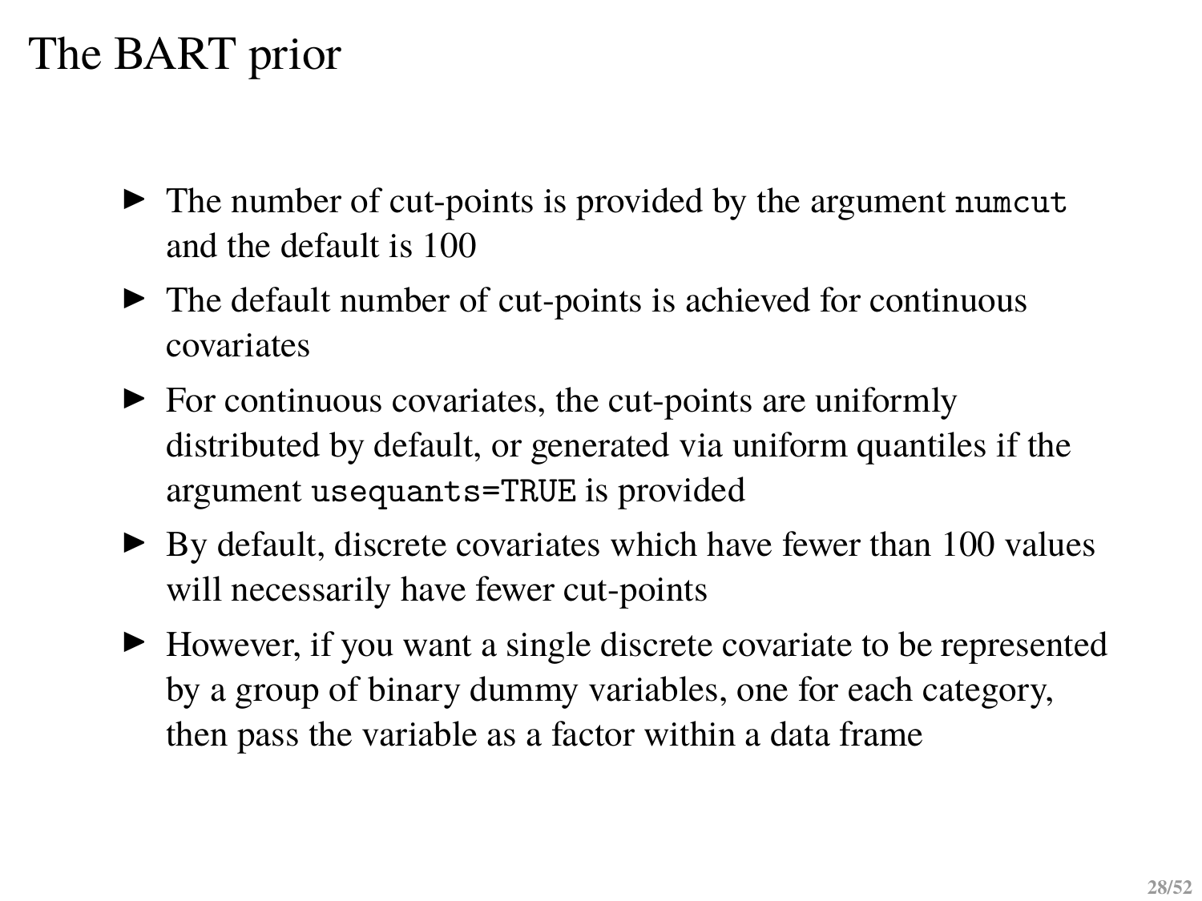# The BART prior

- The number of cut-points is provided by the argument `numcut` and the default is 100
- The default number of cut-points is achieved for continuous covariates
- For continuous covariates, the cut-points are uniformly distributed by default, or generated via uniform quantiles if the argument `usequants=TRUE` is provided
- By default, discrete covariates which have fewer than 100 values will necessarily have fewer cut-points
- However, if you want a single discrete covariate to be represented by a group of binary dummy variables, one for each category, then pass the variable as a factor within a data frame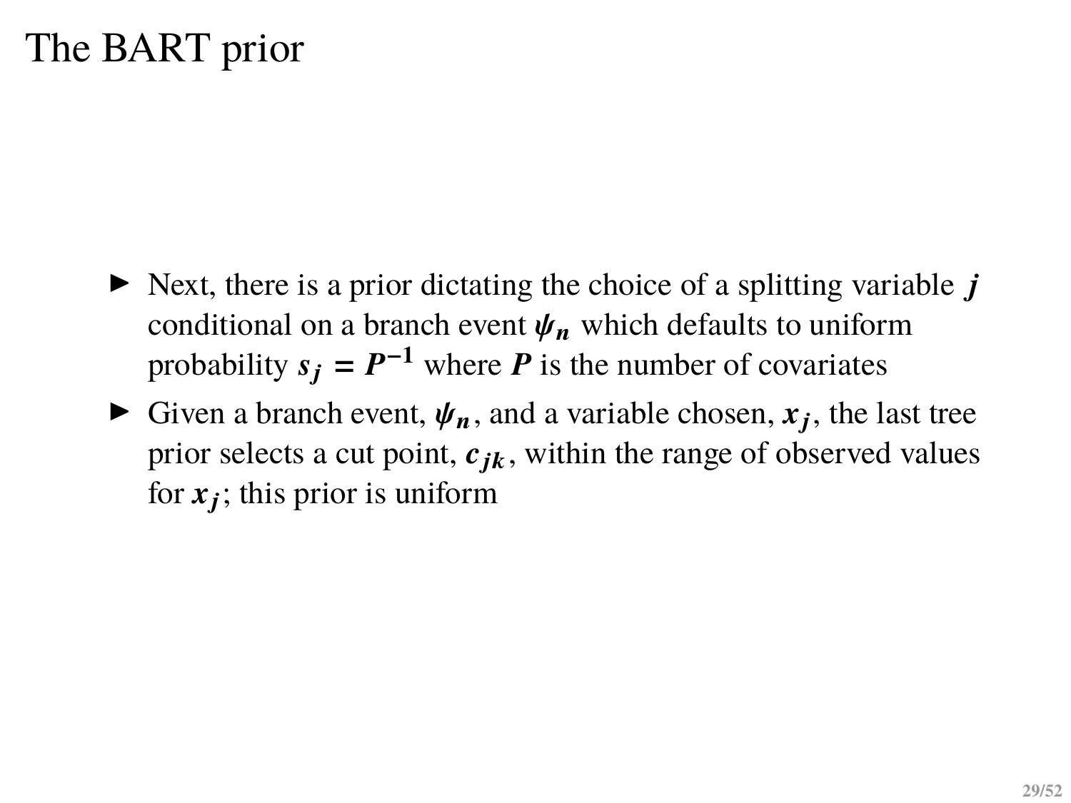# The BART prior

- Next, there is a prior dictating the choice of a splitting variable $j$ conditional on a branch event $\psi_n$ which defaults to uniform probability $s_j = P^{-1}$ where $P$ is the number of covariates
- Given a branch event, $\psi_n$, and a variable chosen, $x_j$, the last tree prior selects a cut point, $c_{jk}$, within the range of observed values for $x_j$; this prior is uniform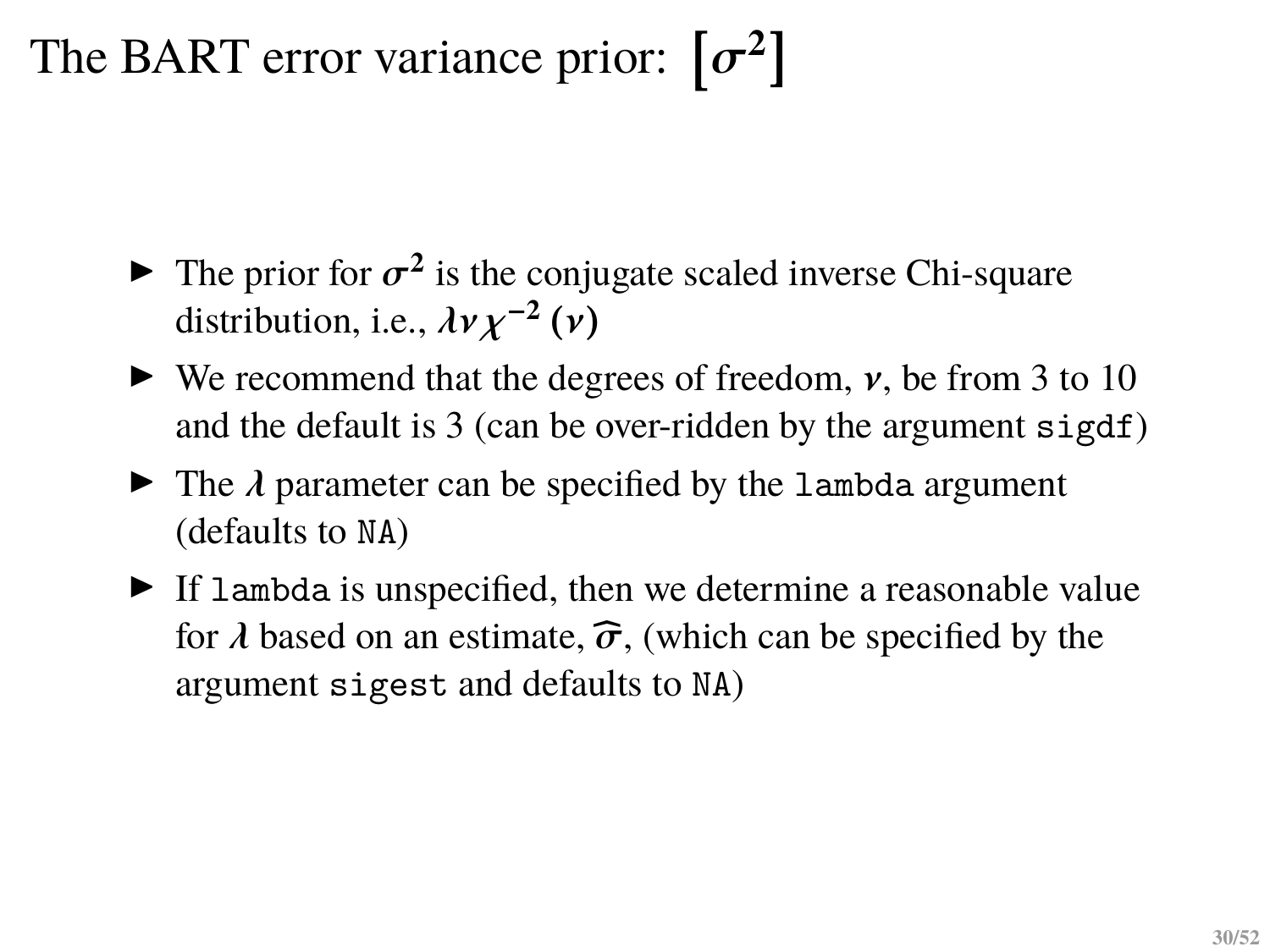# The BART error variance prior: $[\sigma^2]$

- The prior for $\sigma^2$ is the conjugate scaled inverse Chi-square distribution, i.e., $\lambda\nu\chi^{-2}(\nu)$
- We recommend that the degrees of freedom, $\nu$, be from 3 to 10 and the default is 3 (can be over-ridden by the argument `sigdf`)
- The $\lambda$ parameter can be specified by the `lambda` argument (defaults to `NA`)
- If `lambda` is unspecified, then we determine a reasonable value for $\lambda$ based on an estimate, $\hat{\sigma}$, (which can be specified by the argument `sigest` and defaults to `NA`)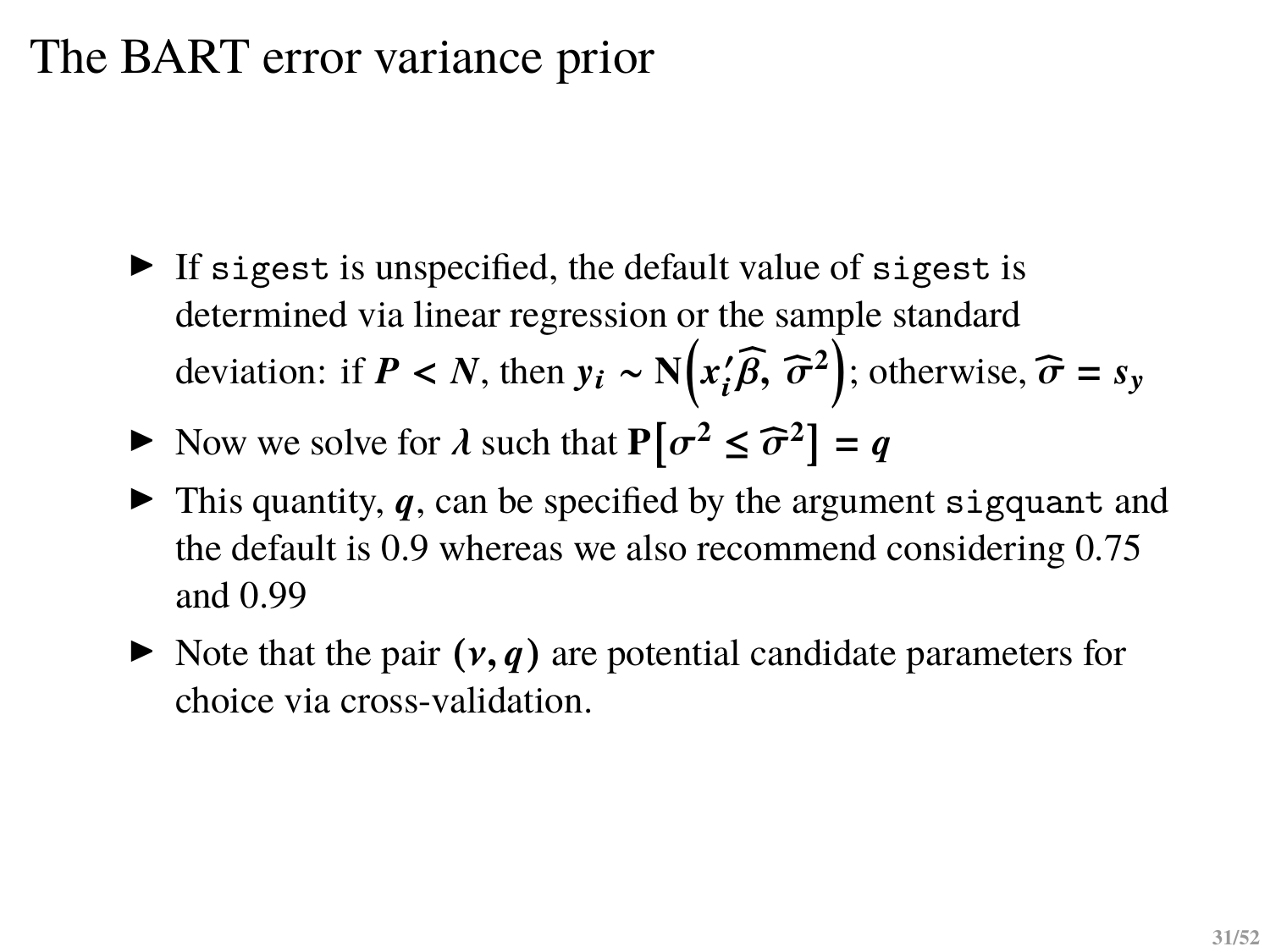# The BART error variance prior

- If `sigest` is unspecified, the default value of `sigest` is determined via linear regression or the sample standard deviation: if $P < N$, then $y_i \sim \mathrm{N}\left(x_i'\widehat{\beta}, \widehat{\sigma}^2\right)$; otherwise, $\widehat{\sigma} = s_y$
- Now we solve for $\lambda$ such that $\mathrm{P}\left[\sigma^2 \le \widehat{\sigma}^2\right] = q$
- This quantity, $q$, can be specified by the argument `sigquant` and the default is 0.9 whereas we also recommend considering 0.75 and 0.99
- Note that the pair $(\nu, q)$ are potential candidate parameters for choice via cross-validation.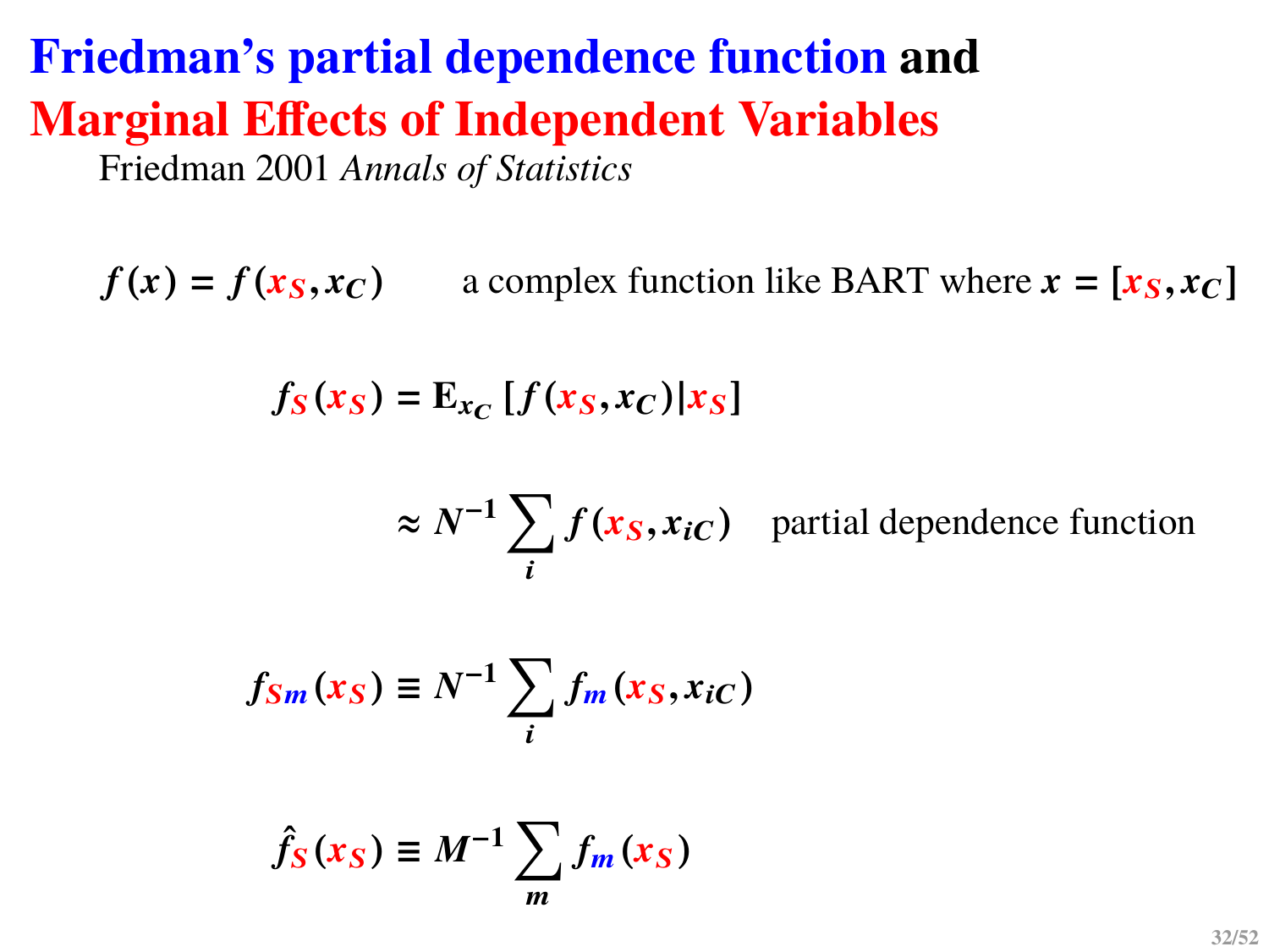# Friedman's partial dependence function and Marginal Effects of Independent Variables

Friedman 2001 *Annals of Statistics*

$$f(x) = f(x_S, x_C) \qquad \text{a complex function like BART where } x = [x_S, x_C]$$

$$f_S(x_S) = \mathrm{E}_{x_C}\left[f(x_S, x_C) | x_S\right]$$

$$\approx N^{-1} \sum_i f(x_S, x_{iC}) \quad \text{partial dependence function}$$

$$f_{Sm}(x_S) \equiv N^{-1} \sum_i f_m(x_S, x_{iC})$$

$$\hat{f}_S(x_S) \equiv M^{-1} \sum_m f_m(x_S)$$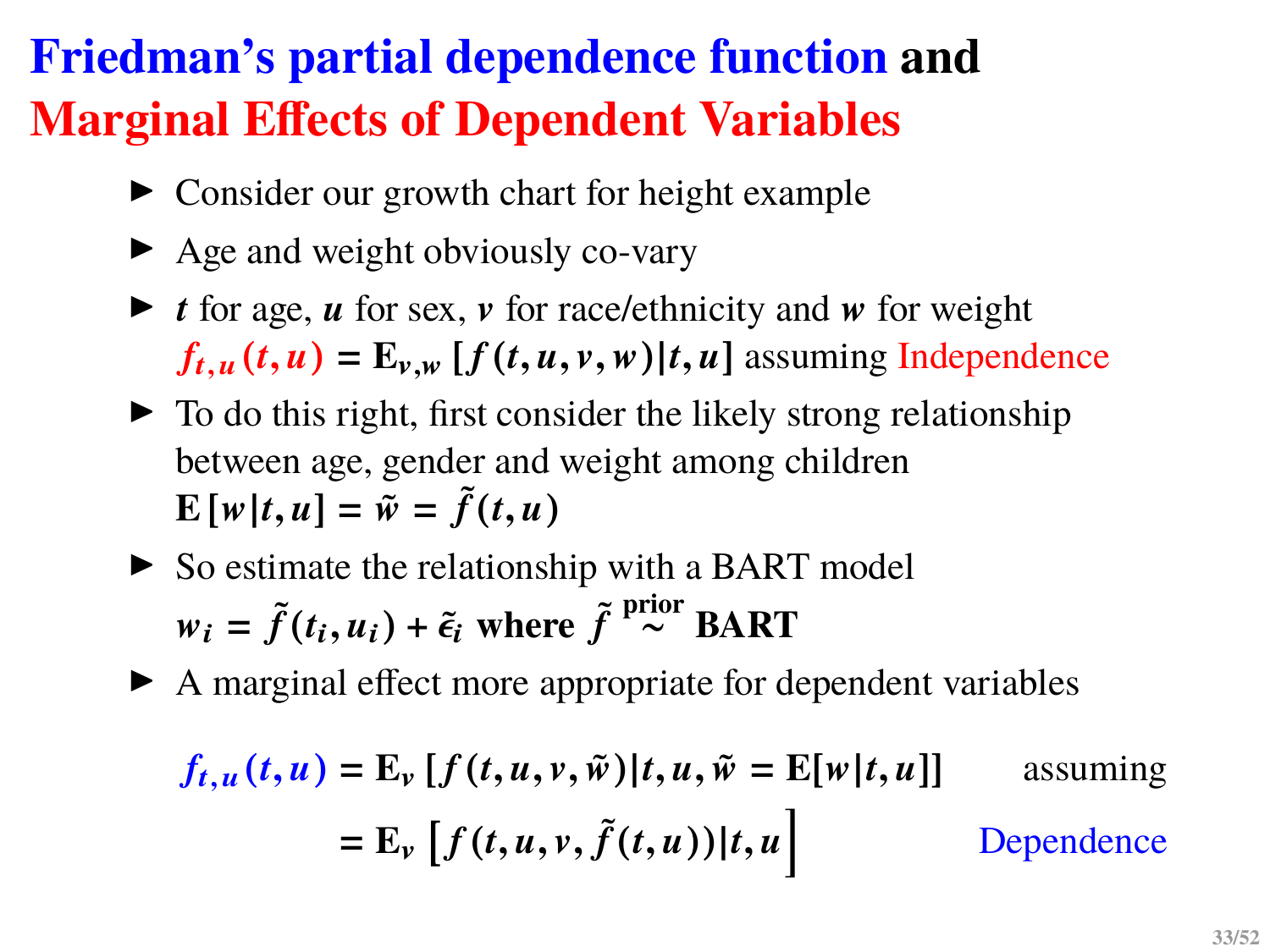# Friedman's partial dependence function and Marginal Effects of Dependent Variables

- Consider our growth chart for height example
- Age and weight obviously co-vary
- $t$ for age, $u$ for sex, $v$ for race/ethnicity and $w$ for weight
  $f_{t,u}(t,u) = \mathrm{E}_{v,w}\left[f(t,u,v,w)|t,u\right]$ assuming Independence
- To do this right, first consider the likely strong relationship between age, gender and weight among children
  $\mathrm{E}\left[w|t,u\right] = \tilde{w} = \tilde{f}(t,u)$
- So estimate the relationship with a BART model
  $w_i = \tilde{f}(t_i,u_i) + \tilde{\epsilon}_i$ where $\tilde{f} \overset{\text{prior}}{\sim}$ BART
- A marginal effect more appropriate for dependent variables

$$
\begin{aligned}
f_{t,u}(t,u) &= \mathrm{E}_v\left[f(t,u,v,\tilde{w})|t,u,\tilde{w} = \mathrm{E}[w|t,u]\right] && \text{assuming} \\
&= \mathrm{E}_v\left[f(t,u,v,\tilde{f}(t,u))|t,u\right] && \text{Dependence}
\end{aligned}
$$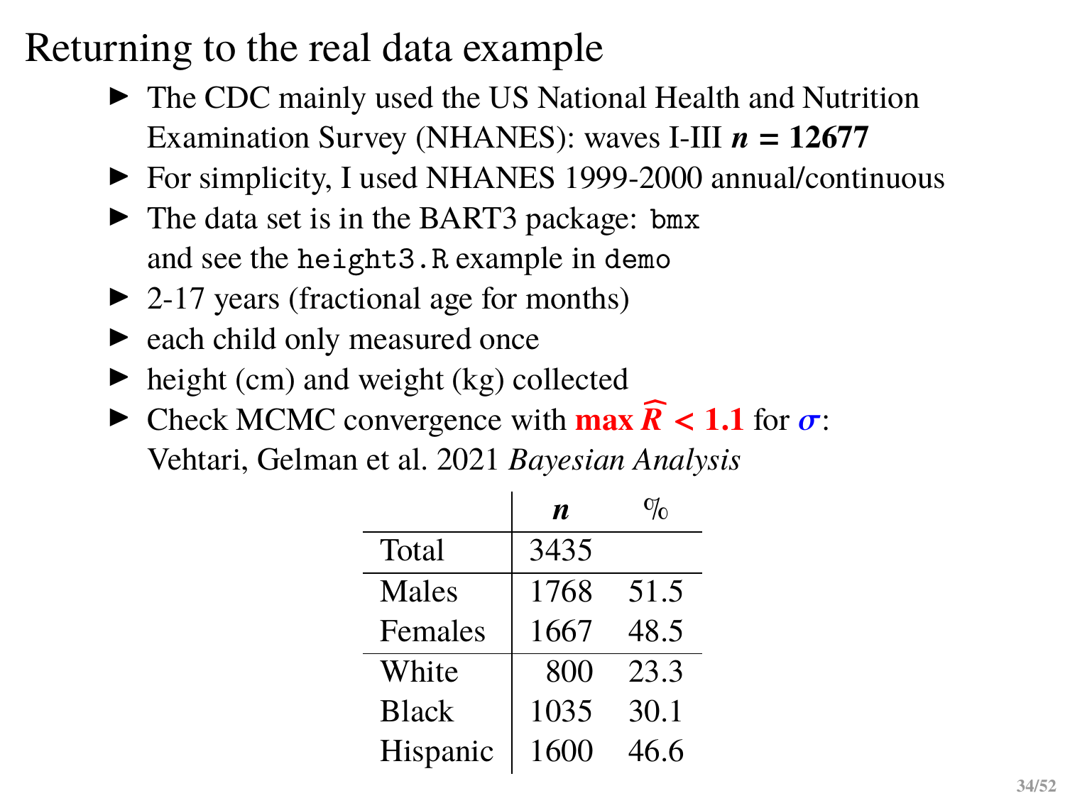# Returning to the real data example

- The CDC mainly used the US National Health and Nutrition Examination Survey (NHANES): waves I-III $\boldsymbol{n}$ **= 12677**
- For simplicity, I used NHANES 1999-2000 annual/continuous
- The data set is in the BART3 package: `bmx` and see the `height3.R` example in `demo`
- 2-17 years (fractional age for months)
- each child only measured once
- height (cm) and weight (kg) collected
- Check MCMC convergence with **max** $\boldsymbol{\widehat{R} < 1.1}$ for $\boldsymbol{\sigma}$: Vehtari, Gelman et al. 2021 *Bayesian Analysis*

| | $\boldsymbol{n}$ | % |
|---|---|---|
| Total | 3435 | |
| Males | 1768 | 51.5 |
| Females | 1667 | 48.5 |
| White | 800 | 23.3 |
| Black | 1035 | 30.1 |
| Hispanic | 1600 | 46.6 |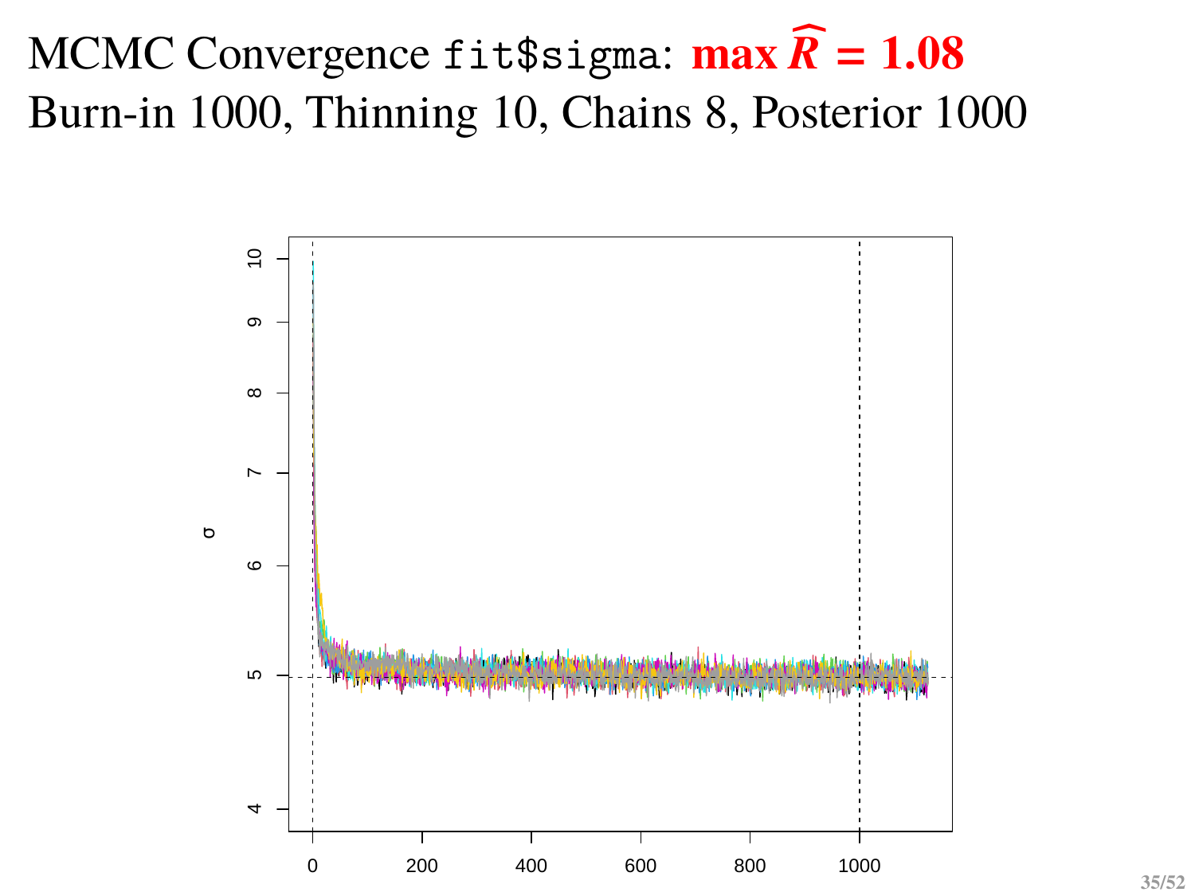# MCMC Convergence `fit$sigma`: **max $\widehat{R}$ = 1.08**

Burn-in 1000, Thinning 10, Chains 8, Posterior 1000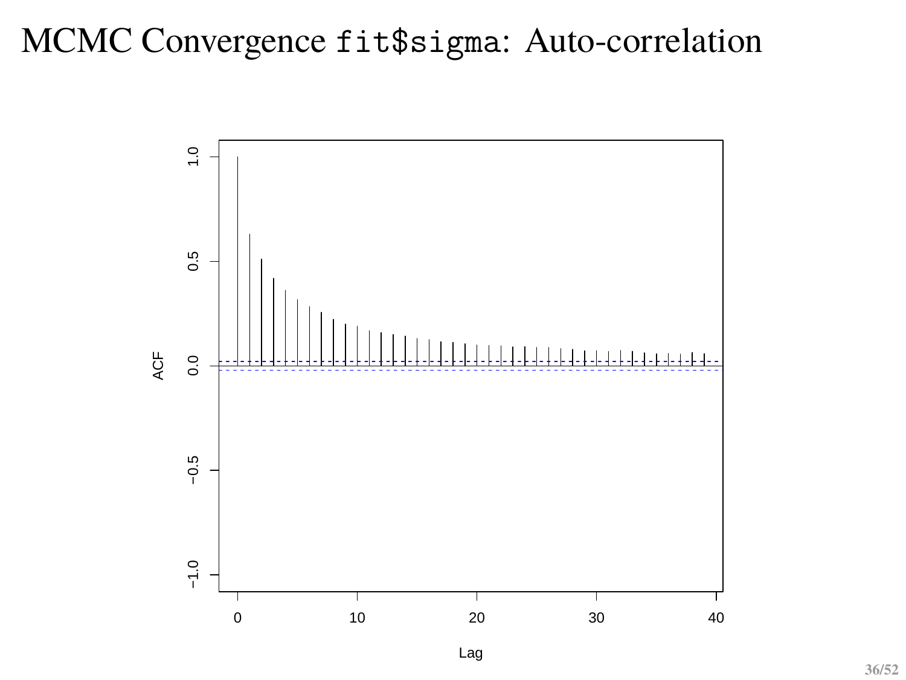# MCMC Convergence `fit$sigma`: Auto-correlation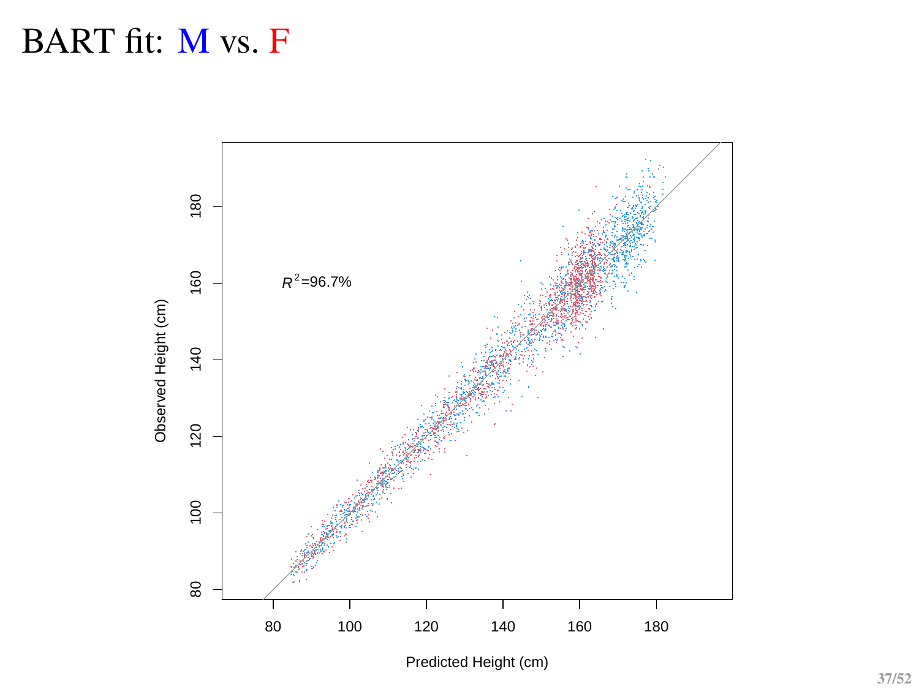# BART fit: M vs. F

$R^2$=96.7%

Observed Height (cm)

Predicted Height (cm)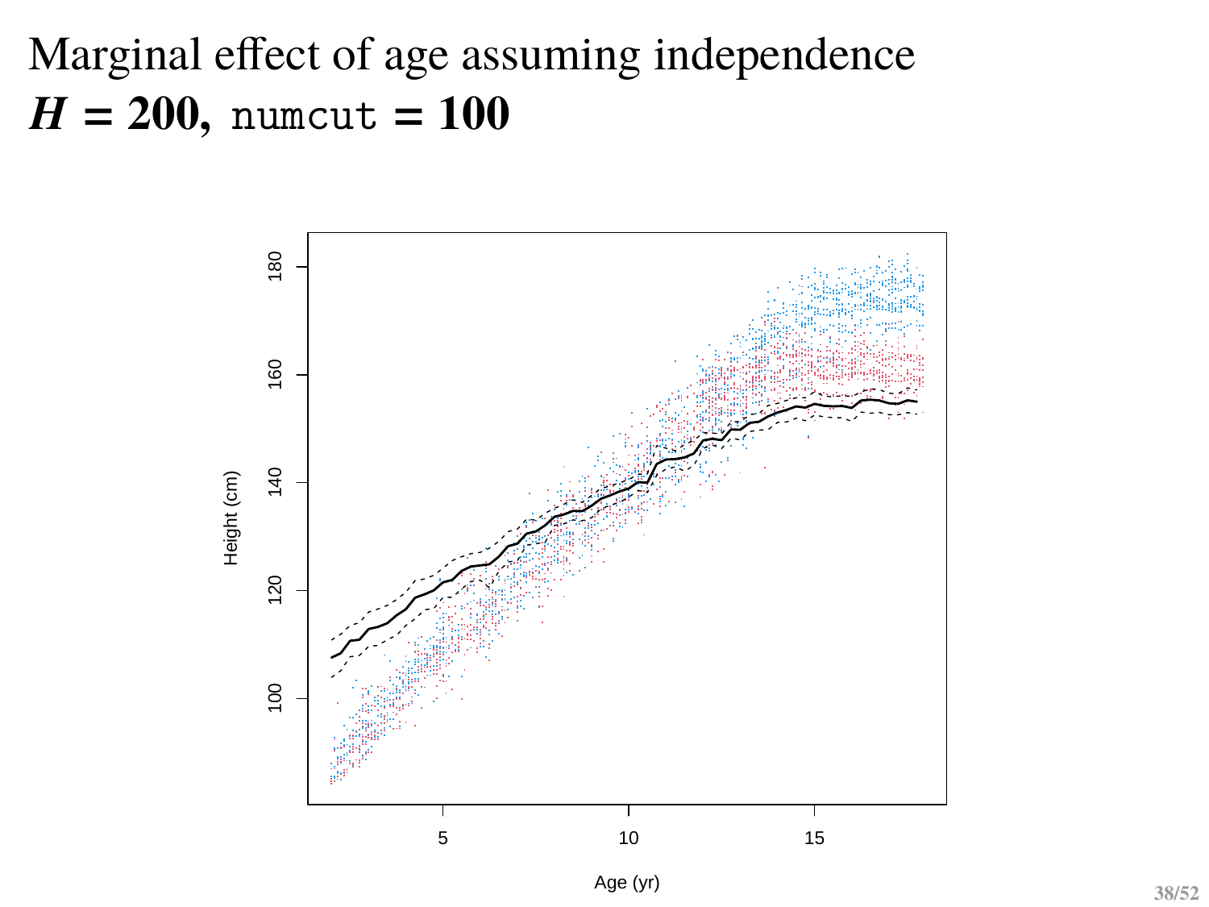# Marginal effect of age assuming independence
## $\boldsymbol{H}$ = 200, `numcut` = 100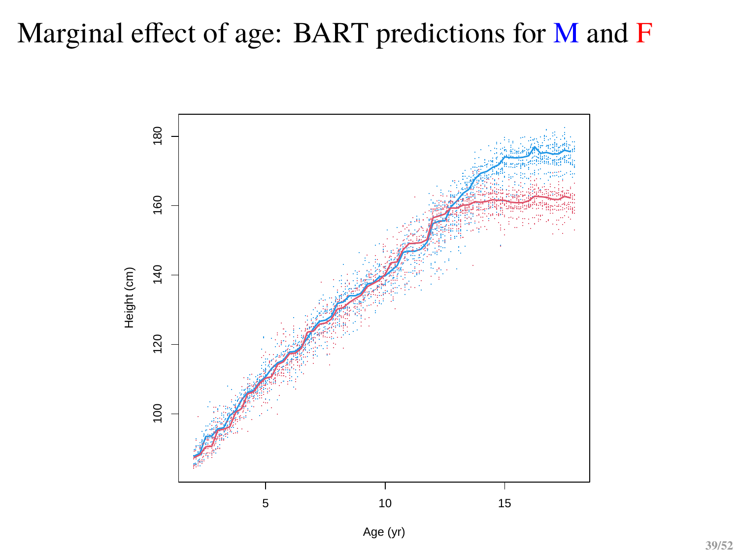# Marginal effect of age: BART predictions for M and F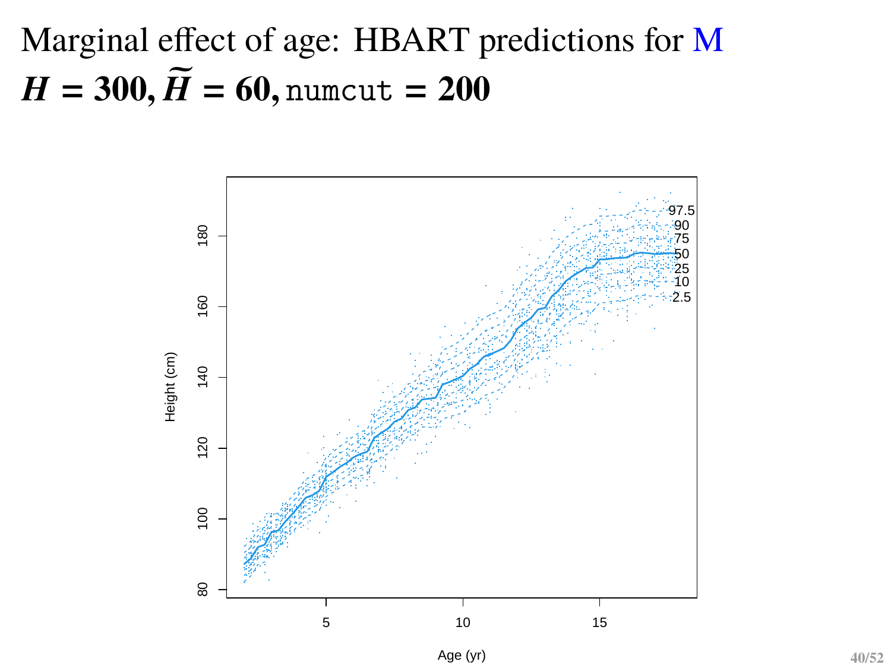# Marginal effect of age: HBART predictions for M

## $H = 300, \widetilde{H} = 60,$ `numcut` $= 200$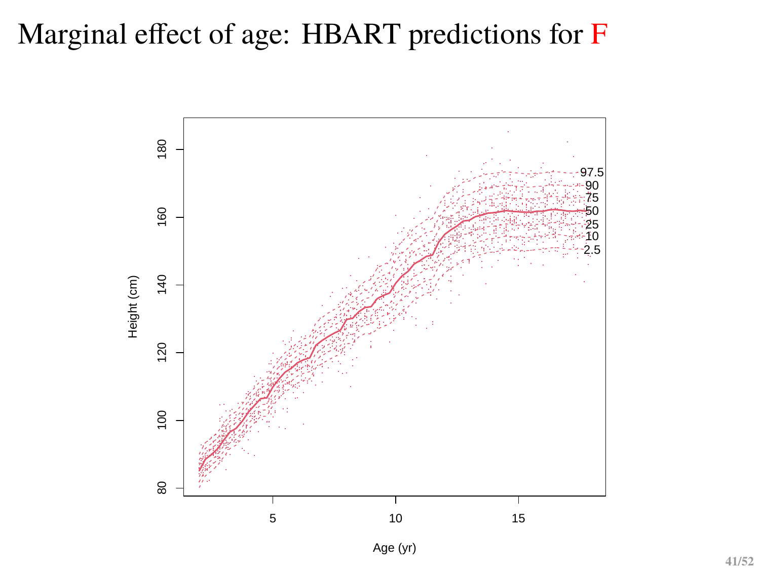# Marginal effect of age: HBART predictions for F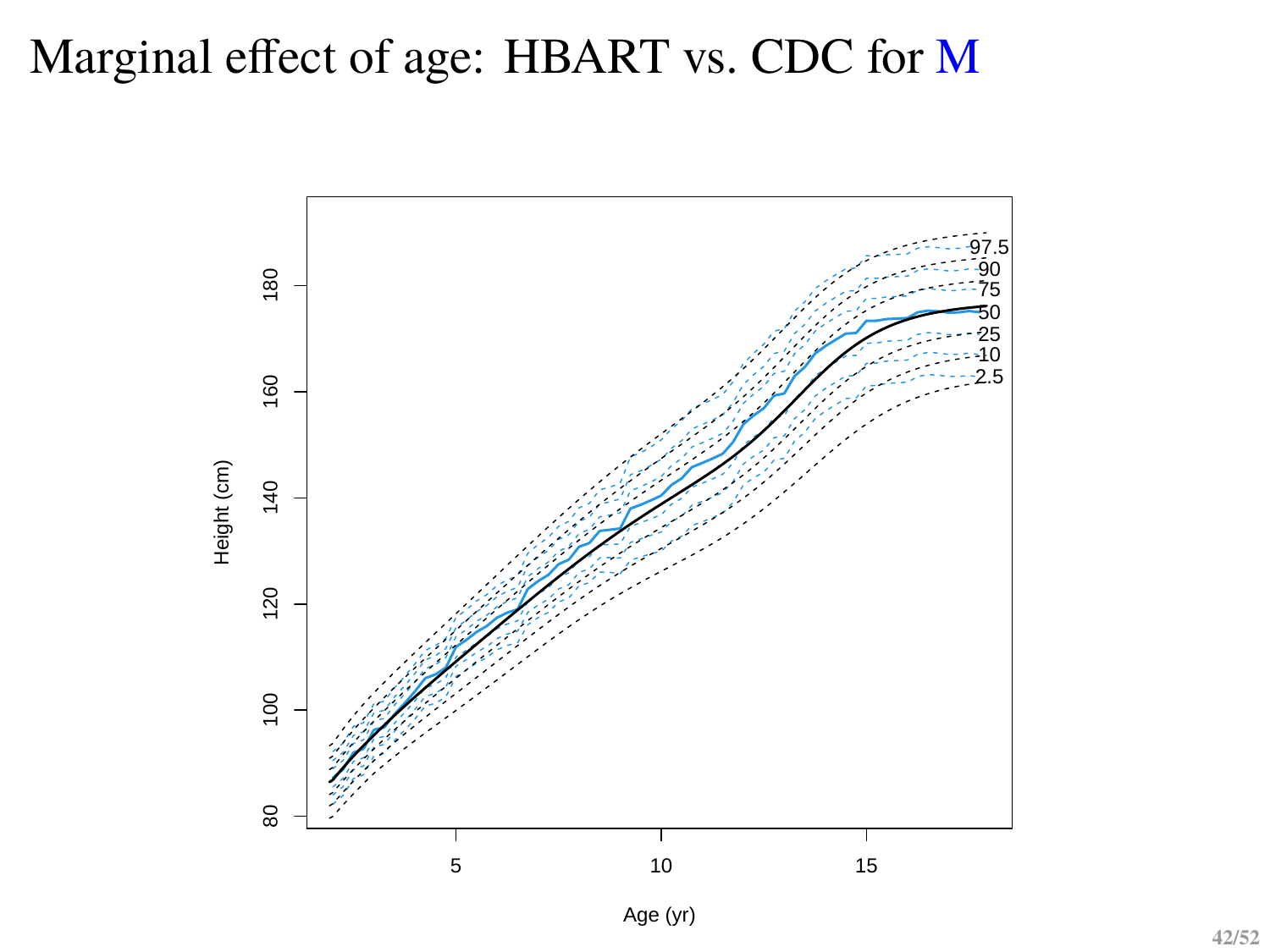# Marginal effect of age: HBART vs. CDC for M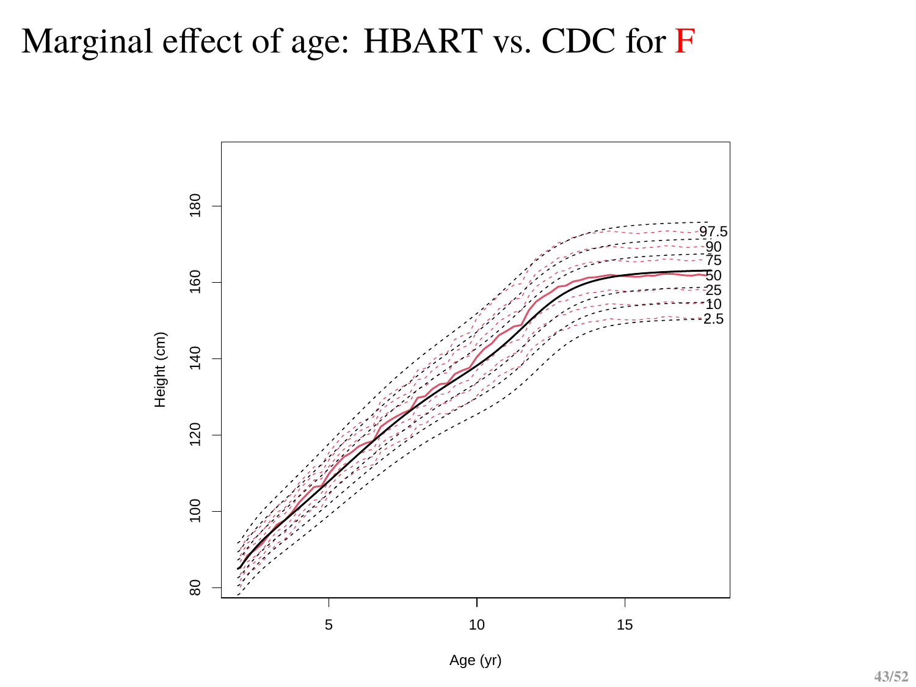# Marginal effect of age: HBART vs. CDC for F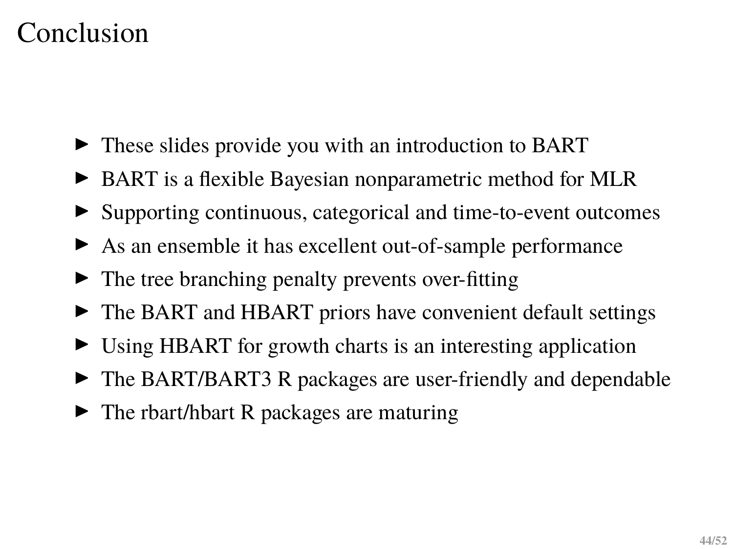# Conclusion

- These slides provide you with an introduction to BART
- BART is a flexible Bayesian nonparametric method for MLR
- Supporting continuous, categorical and time-to-event outcomes
- As an ensemble it has excellent out-of-sample performance
- The tree branching penalty prevents over-fitting
- The BART and HBART priors have convenient default settings
- Using HBART for growth charts is an interesting application
- The BART/BART3 R packages are user-friendly and dependable
- The rbart/hbart R packages are maturing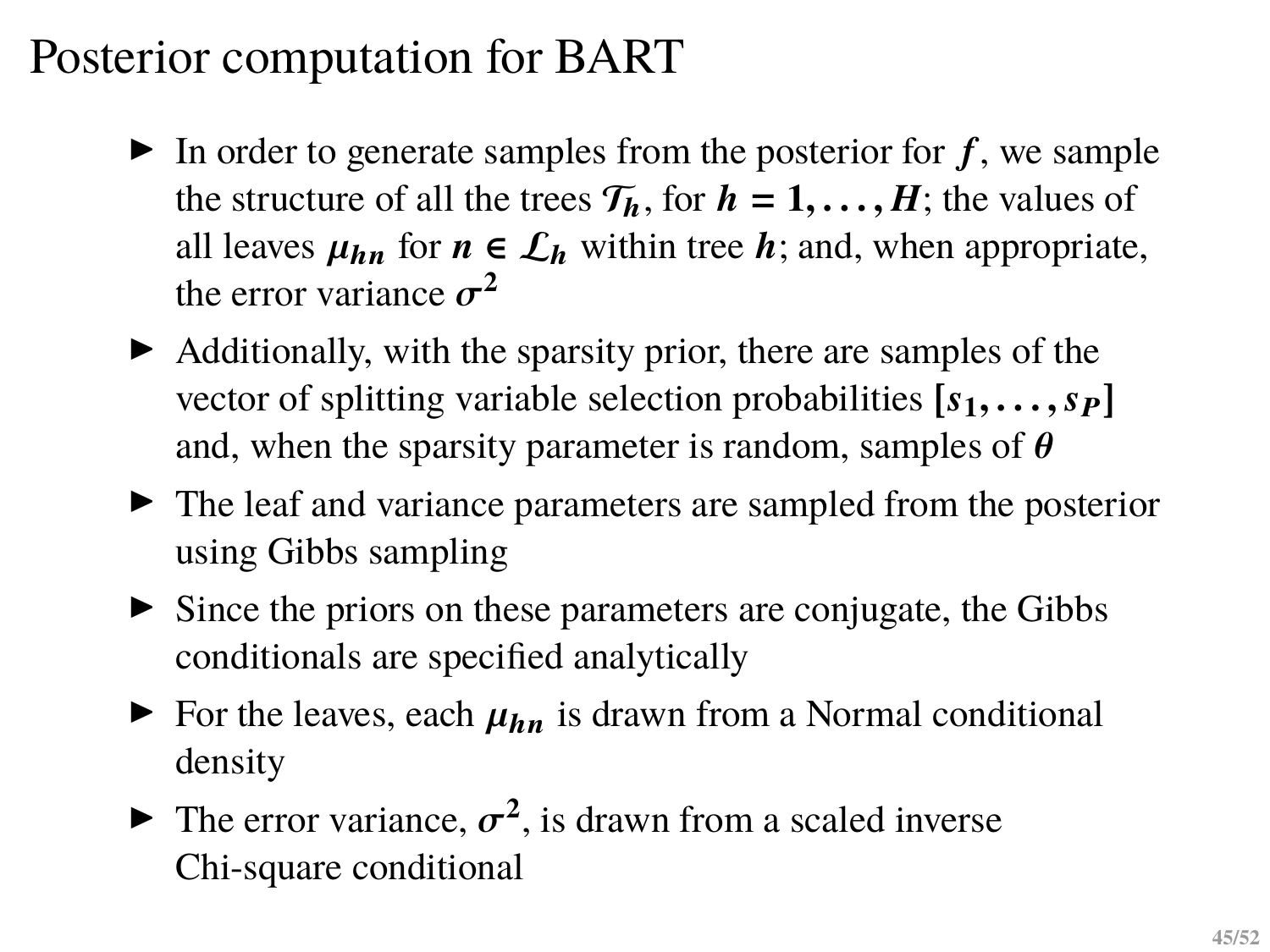# Posterior computation for BART

- In order to generate samples from the posterior for $f$, we sample the structure of all the trees $\mathcal{T}_h$, for $h = 1, \ldots, H$; the values of all leaves $\mu_{hn}$ for $n \in \mathcal{L}_h$ within tree $h$; and, when appropriate, the error variance $\sigma^2$
- Additionally, with the sparsity prior, there are samples of the vector of splitting variable selection probabilities $[s_1, \ldots, s_P]$ and, when the sparsity parameter is random, samples of $\theta$
- The leaf and variance parameters are sampled from the posterior using Gibbs sampling
- Since the priors on these parameters are conjugate, the Gibbs conditionals are specified analytically
- For the leaves, each $\mu_{hn}$ is drawn from a Normal conditional density
- The error variance, $\sigma^2$, is drawn from a scaled inverse Chi-square conditional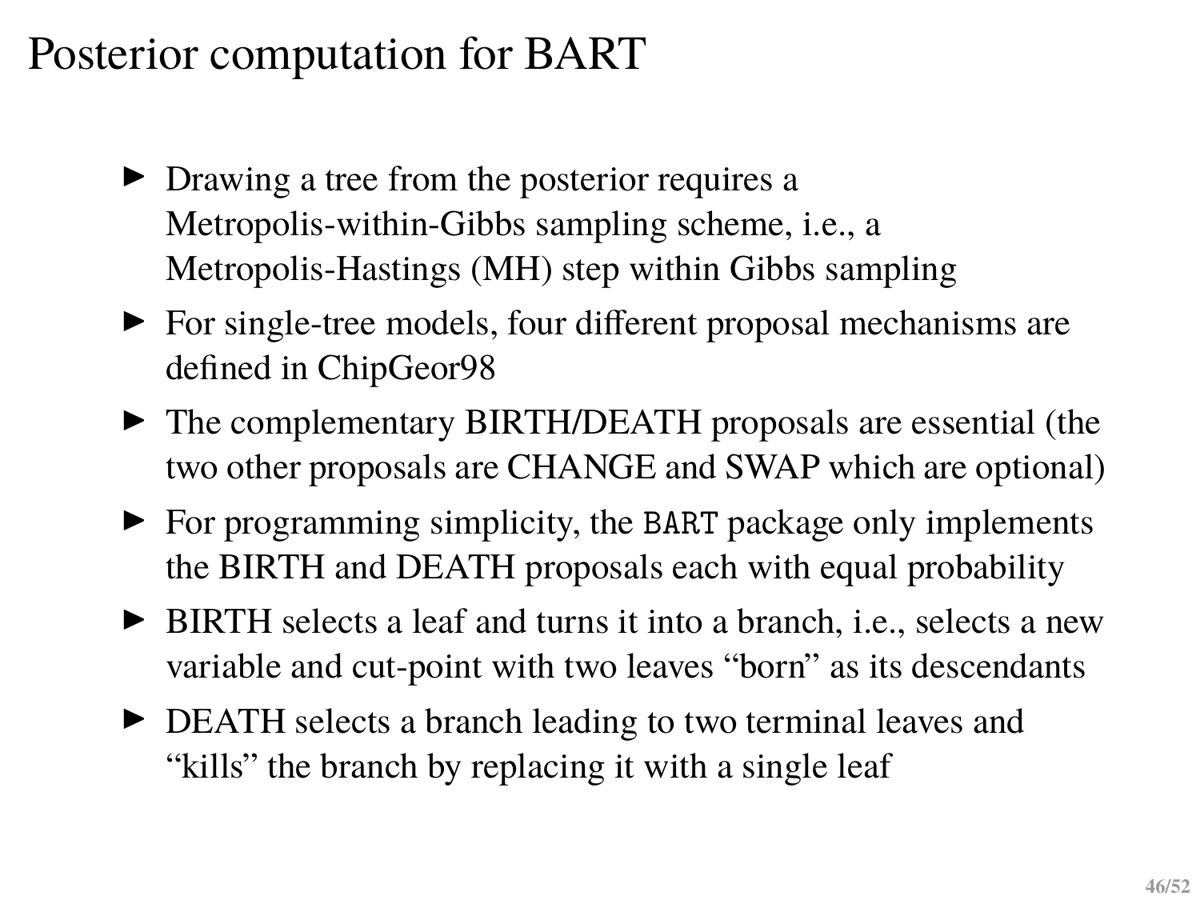# Posterior computation for BART

- Drawing a tree from the posterior requires a Metropolis-within-Gibbs sampling scheme, i.e., a Metropolis-Hastings (MH) step within Gibbs sampling
- For single-tree models, four different proposal mechanisms are defined in ChipGeor98
- The complementary BIRTH/DEATH proposals are essential (the two other proposals are CHANGE and SWAP which are optional)
- For programming simplicity, the `BART` package only implements the BIRTH and DEATH proposals each with equal probability
- BIRTH selects a leaf and turns it into a branch, i.e., selects a new variable and cut-point with two leaves "born" as its descendants
- DEATH selects a branch leading to two terminal leaves and "kills" the branch by replacing it with a single leaf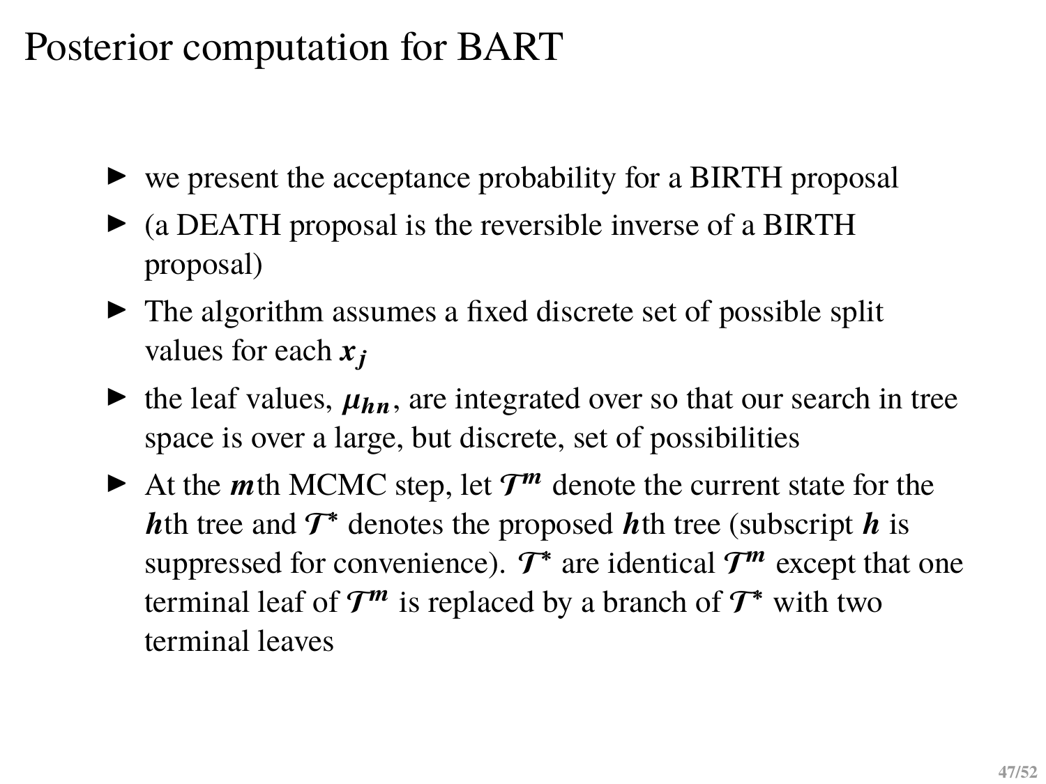# Posterior computation for BART

- we present the acceptance probability for a BIRTH proposal
- (a DEATH proposal is the reversible inverse of a BIRTH proposal)
- The algorithm assumes a fixed discrete set of possible split values for each $x_j$
- the leaf values, $\mu_{hn}$, are integrated over so that our search in tree space is over a large, but discrete, set of possibilities
- At the $m$th MCMC step, let $\mathcal{T}^m$ denote the current state for the $h$th tree and $\mathcal{T}^*$ denotes the proposed $h$th tree (subscript $h$ is suppressed for convenience). $\mathcal{T}^*$ are identical $\mathcal{T}^m$ except that one terminal leaf of $\mathcal{T}^m$ is replaced by a branch of $\mathcal{T}^*$ with two terminal leaves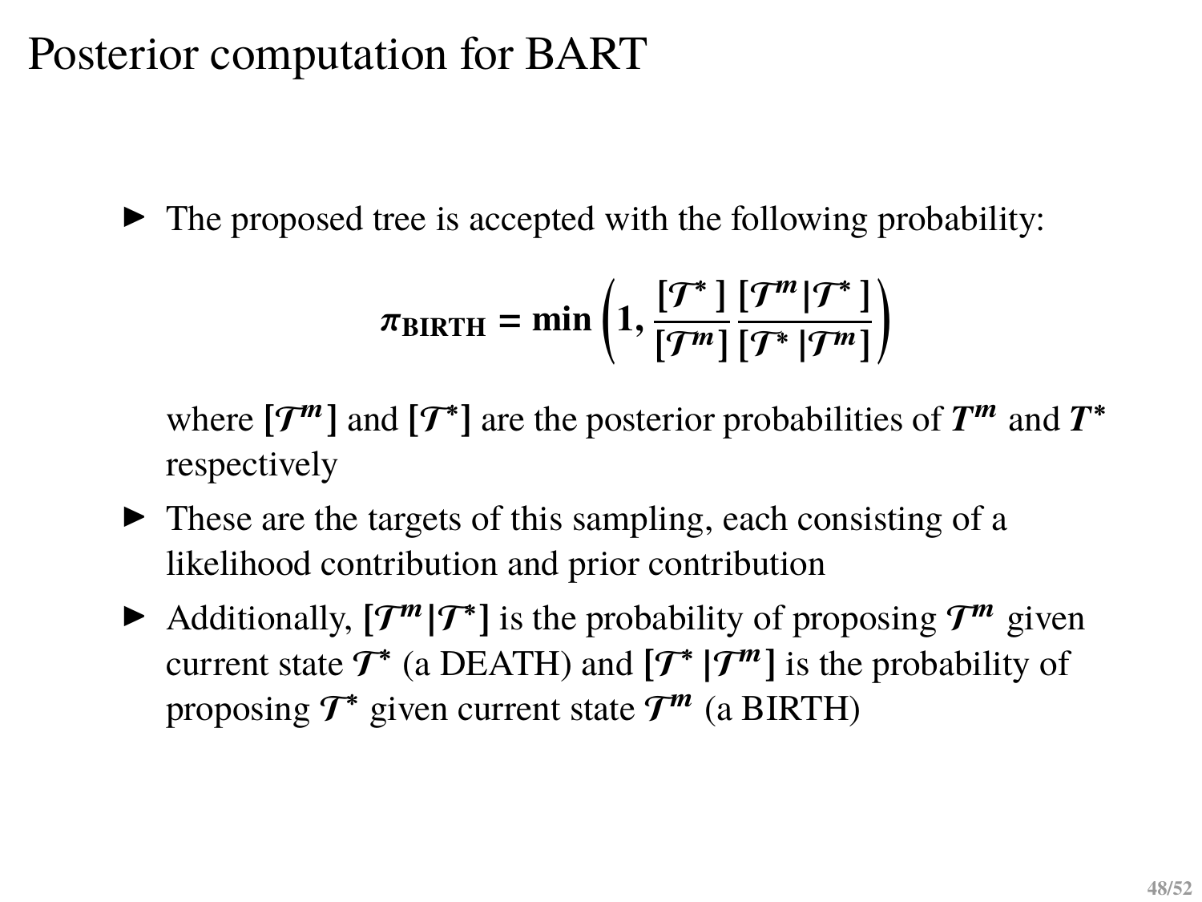# Posterior computation for BART

- The proposed tree is accepted with the following probability:

$$\pi_{\text{BIRTH}} = \min\left(1, \frac{[\mathcal{T}^*]}{[\mathcal{T}^m]} \frac{[\mathcal{T}^m|\mathcal{T}^*]}{[\mathcal{T}^*|\mathcal{T}^m]}\right)$$

  where $[\mathcal{T}^m]$ and $[\mathcal{T}^*]$ are the posterior probabilities of $T^m$ and $T^*$ respectively

- These are the targets of this sampling, each consisting of a likelihood contribution and prior contribution
- Additionally, $[\mathcal{T}^m|\mathcal{T}^*]$ is the probability of proposing $\mathcal{T}^m$ given current state $\mathcal{T}^*$ (a DEATH) and $[\mathcal{T}^*|\mathcal{T}^m]$ is the probability of proposing $\mathcal{T}^*$ given current state $\mathcal{T}^m$ (a BIRTH)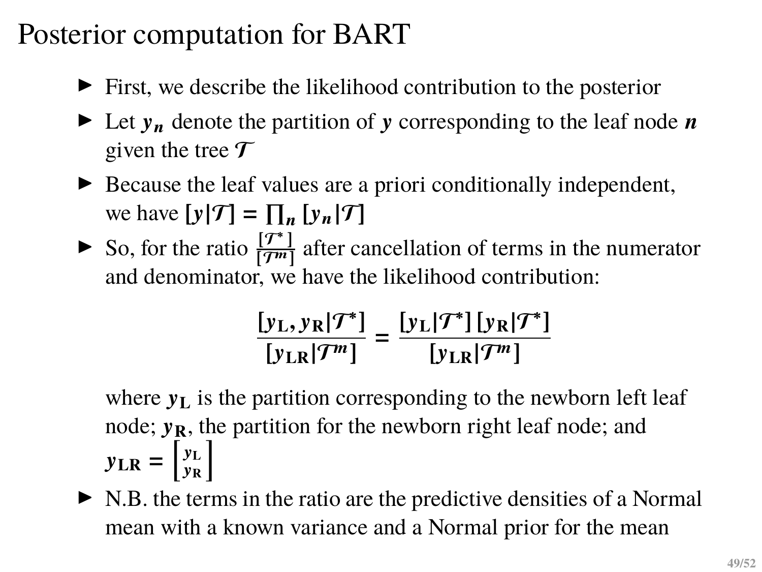# Posterior computation for BART

- First, we describe the likelihood contribution to the posterior
- Let $\boldsymbol{y_n}$ denote the partition of $\boldsymbol{y}$ corresponding to the leaf node $\boldsymbol{n}$ given the tree $\boldsymbol{\mathcal{T}}$
- Because the leaf values are a priori conditionally independent, we have $[\boldsymbol{y}|\boldsymbol{\mathcal{T}}] = \prod_{\boldsymbol{n}} [\boldsymbol{y_n}|\boldsymbol{\mathcal{T}}]$
- So, for the ratio $\frac{[\mathcal{T}^*]}{[\mathcal{T}^m]}$ after cancellation of terms in the numerator and denominator, we have the likelihood contribution:

$$\frac{[\boldsymbol{y_{\mathrm{L}}}, \boldsymbol{y_{\mathrm{R}}}|\boldsymbol{\mathcal{T}^*}]}{[\boldsymbol{y_{\mathrm{LR}}}|\boldsymbol{\mathcal{T}^m}]} = \frac{[\boldsymbol{y_{\mathrm{L}}}|\boldsymbol{\mathcal{T}^*}]\,[\boldsymbol{y_{\mathrm{R}}}|\boldsymbol{\mathcal{T}^*}]}{[\boldsymbol{y_{\mathrm{LR}}}|\boldsymbol{\mathcal{T}^m}]}$$

  where $\boldsymbol{y_{\mathrm{L}}}$ is the partition corresponding to the newborn left leaf node; $\boldsymbol{y_{\mathrm{R}}}$, the partition for the newborn right leaf node; and $\boldsymbol{y_{\mathrm{LR}}} = \begin{bmatrix} \boldsymbol{y_{\mathrm{L}}} \\ \boldsymbol{y_{\mathrm{R}}} \end{bmatrix}$
- N.B. the terms in the ratio are the predictive densities of a Normal mean with a known variance and a Normal prior for the mean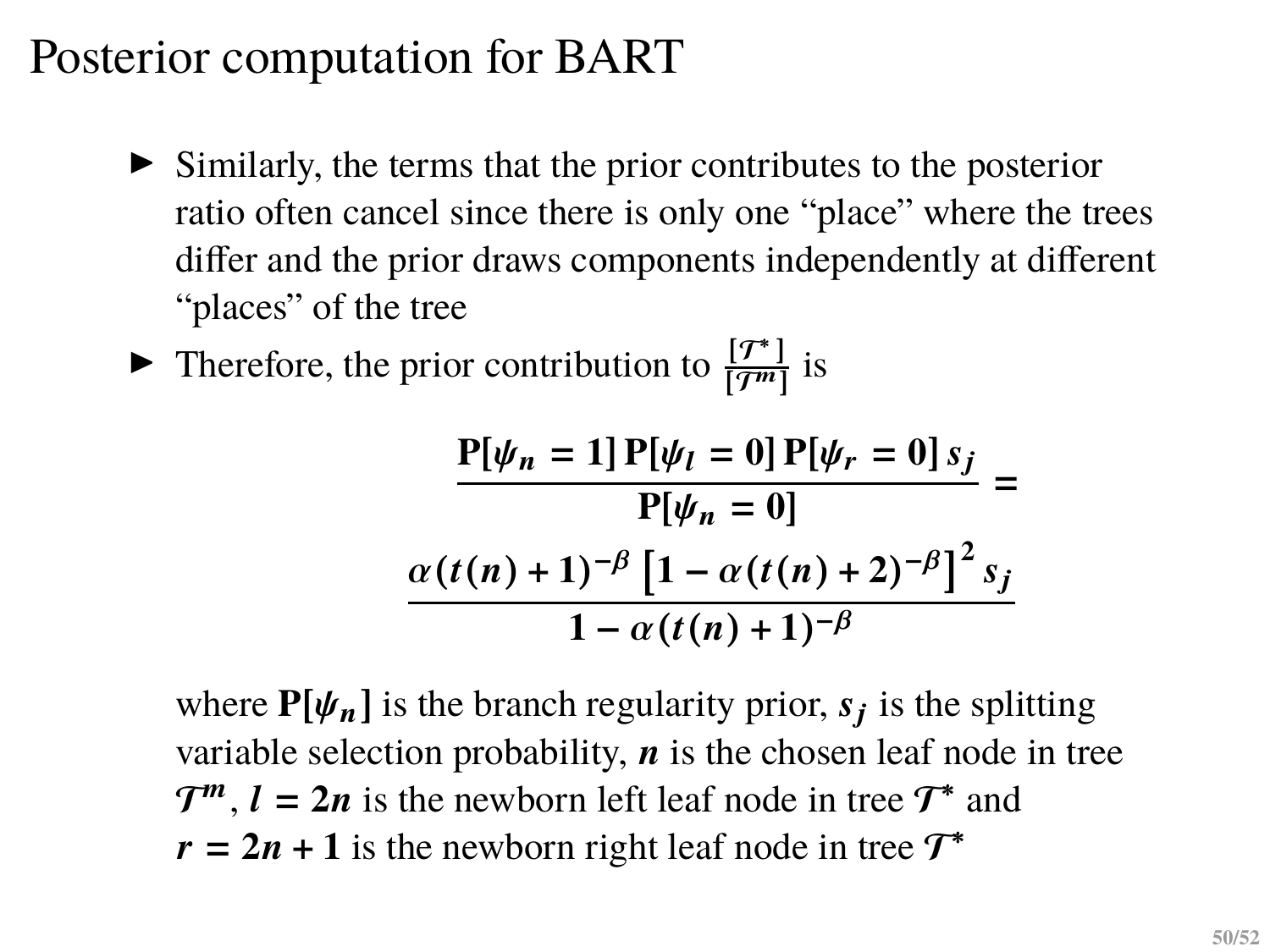# Posterior computation for BART

- Similarly, the terms that the prior contributes to the posterior ratio often cancel since there is only one "place" where the trees differ and the prior draws components independently at different "places" of the tree
- Therefore, the prior contribution to $\frac{[\mathcal{T}^*]}{[\mathcal{T}^m]}$ is

$$\frac{\mathrm{P}[\psi_n = 1]\,\mathrm{P}[\psi_l = 0]\,\mathrm{P}[\psi_r = 0]\,s_j}{\mathrm{P}[\psi_n = 0]} = \frac{\alpha(t(n)+1)^{-\beta}\left[1-\alpha(t(n)+2)^{-\beta}\right]^2 s_j}{1-\alpha(t(n)+1)^{-\beta}}$$

where $\mathrm{P}[\psi_n]$ is the branch regularity prior, $s_j$ is the splitting variable selection probability, $n$ is the chosen leaf node in tree $\mathcal{T}^m$, $l = 2n$ is the newborn left leaf node in tree $\mathcal{T}^*$ and $r = 2n+1$ is the newborn right leaf node in tree $\mathcal{T}^*$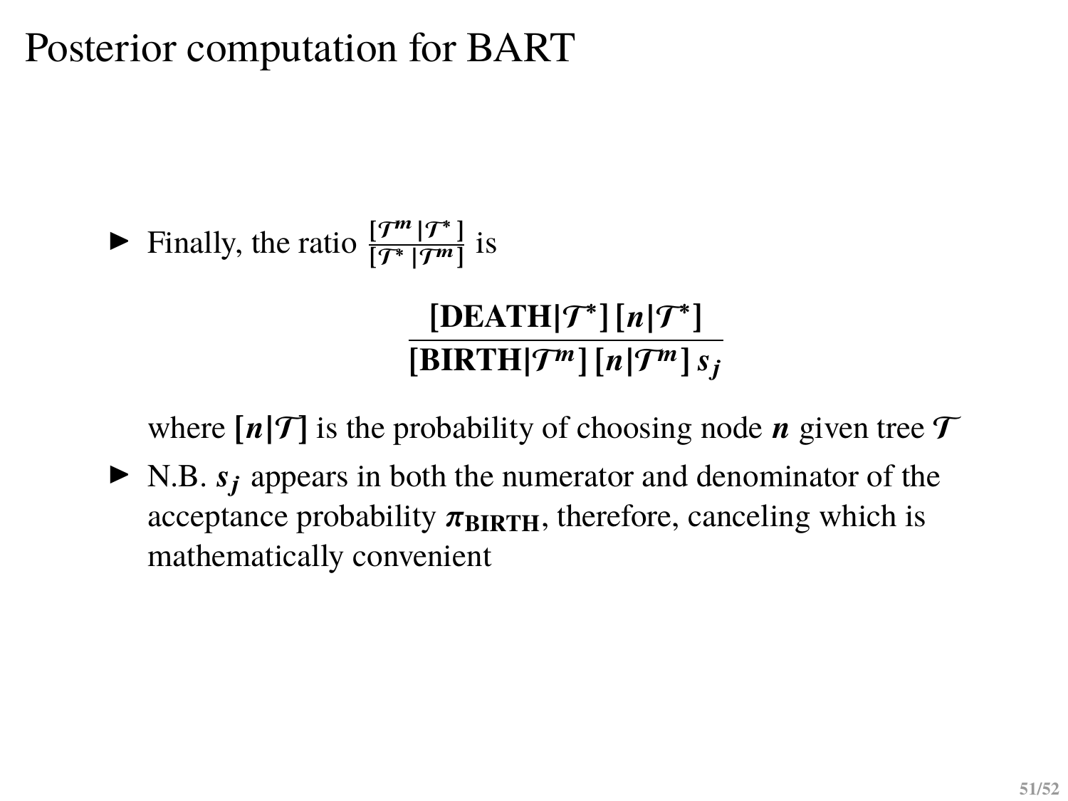# Posterior computation for BART

- Finally, the ratio $\frac{[\mathcal{T}^m|\mathcal{T}^*]}{[\mathcal{T}^*|\mathcal{T}^m]}$ is

$$\frac{[\mathbf{DEATH}|\mathcal{T}^*]\,[n|\mathcal{T}^*]}{[\mathbf{BIRTH}|\mathcal{T}^m]\,[n|\mathcal{T}^m]\,s_j}$$

  where $[n|\mathcal{T}]$ is the probability of choosing node $n$ given tree $\mathcal{T}$

- N.B. $s_j$ appears in both the numerator and denominator of the acceptance probability $\pi_{\mathbf{BIRTH}}$, therefore, canceling which is mathematically convenient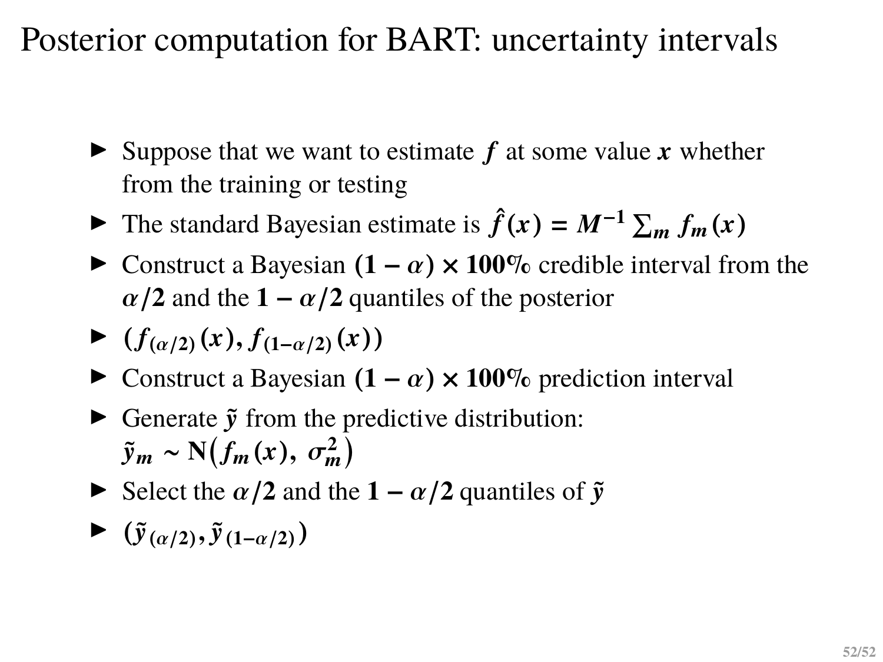# Posterior computation for BART: uncertainty intervals

- Suppose that we want to estimate $\boldsymbol{f}$ at some value $\boldsymbol{x}$ whether from the training or testing
- The standard Bayesian estimate is $\hat{f}(x) = M^{-1} \sum_m f_m(x)$
- Construct a Bayesian $(1 - \alpha) \times 100\%$ credible interval from the $\alpha/2$ and the $1 - \alpha/2$ quantiles of the posterior
- $(f_{(\alpha/2)}(x), f_{(1-\alpha/2)}(x))$
- Construct a Bayesian $(1 - \alpha) \times 100\%$ prediction interval
- Generate $\tilde{y}$ from the predictive distribution: $\tilde{y}_m \sim \mathrm{N}\left(f_m(x),\ \sigma_m^2\right)$
- Select the $\alpha/2$ and the $1 - \alpha/2$ quantiles of $\tilde{y}$
- $(\tilde{y}_{(\alpha/2)}, \tilde{y}_{(1-\alpha/2)})$